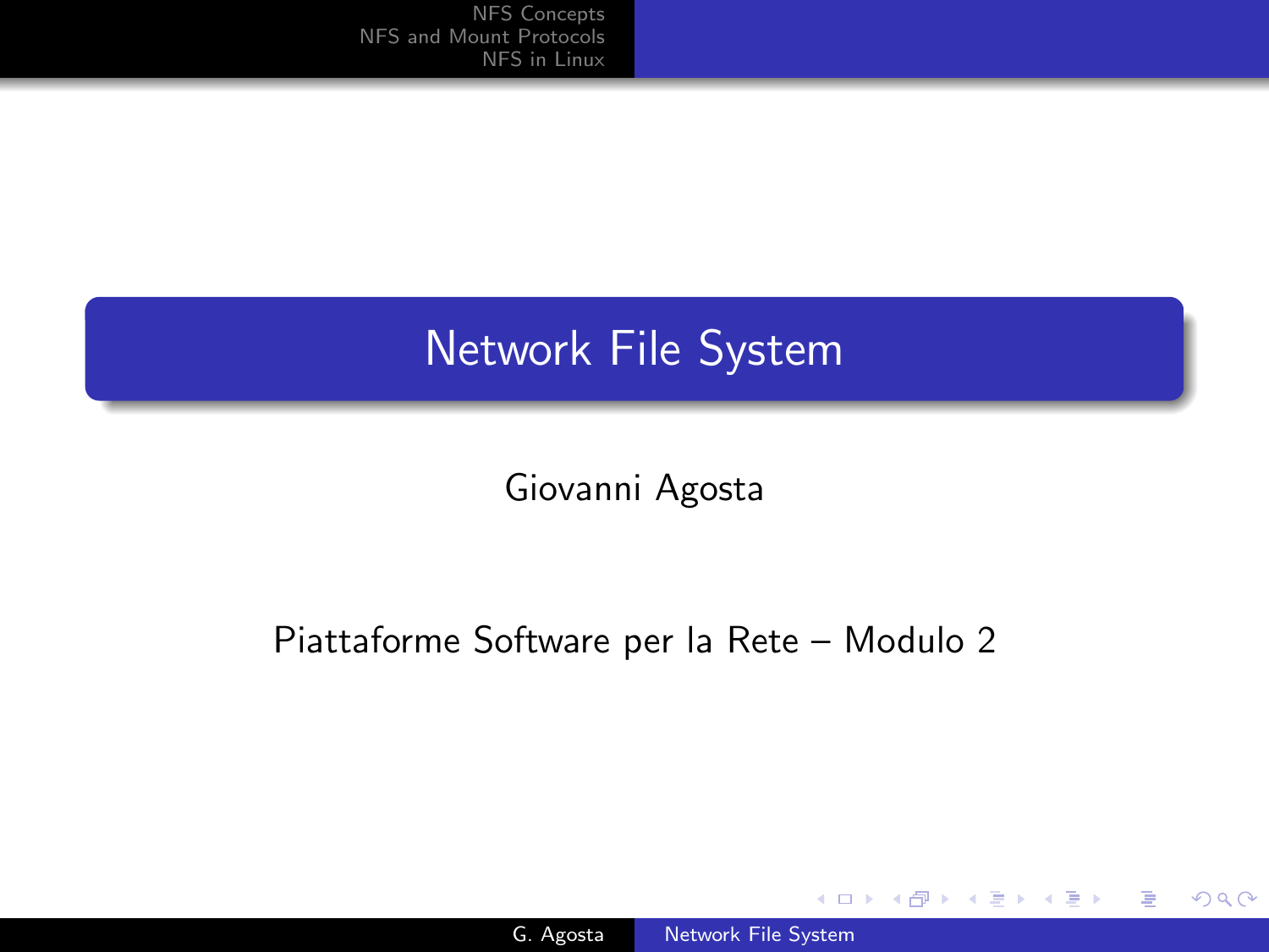# Network File System

Giovanni Agosta

Piattaforme Software per la Rete – Modulo 2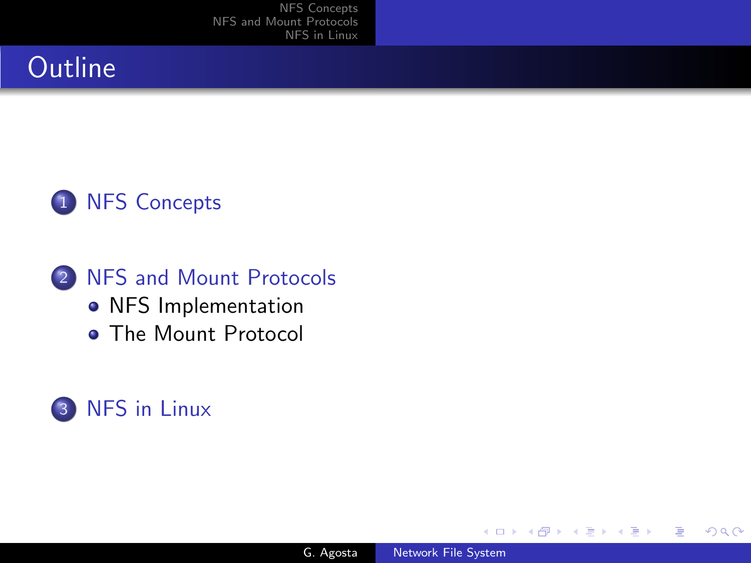# Outline

1. NFS Concepts
2. NFS and Mount Protocols
   - NFS Implementation
   - The Mount Protocol
3. NFS in Linux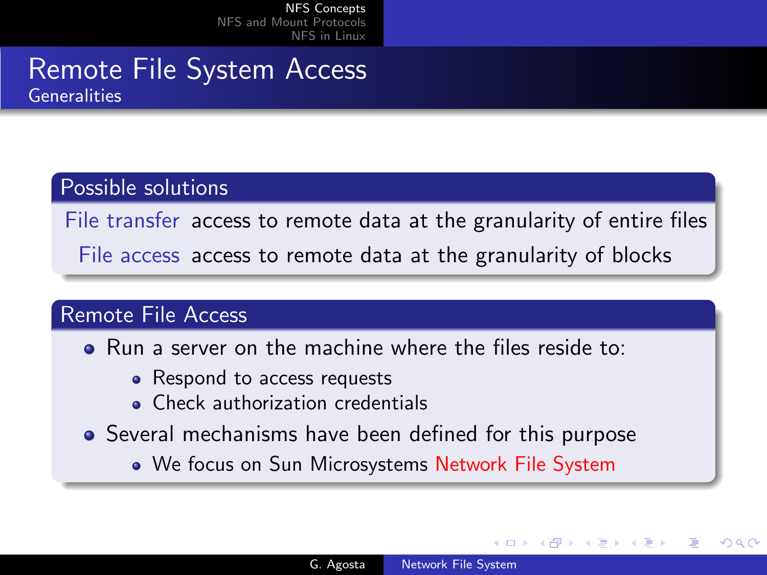# Remote File System Access

## Generalities

### Possible solutions

**File transfer** access to remote data at the granularity of entire files

**File access** access to remote data at the granularity of blocks

### Remote File Access

- Run a server on the machine where the files reside to:
  - Respond to access requests
  - Check authorization credentials
- Several mechanisms have been defined for this purpose
  - We focus on Sun Microsystems Network File System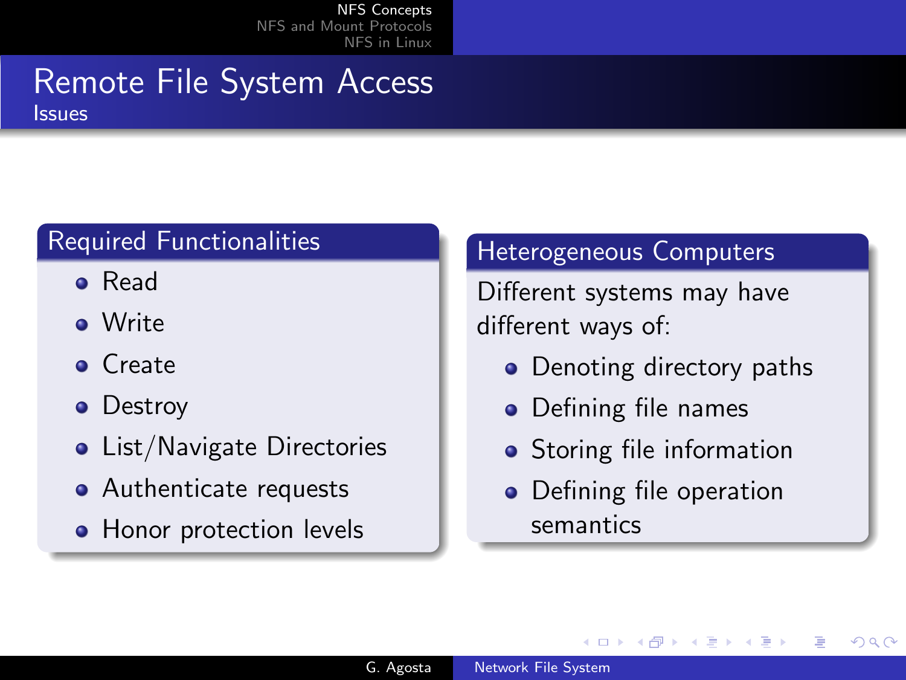# Remote File System Access

## Issues

### Required Functionalities

- Read
- Write
- Create
- Destroy
- List/Navigate Directories
- Authenticate requests
- Honor protection levels

### Heterogeneous Computers

Different systems may have different ways of:

- Denoting directory paths
- Defining file names
- Storing file information
- Defining file operation semantics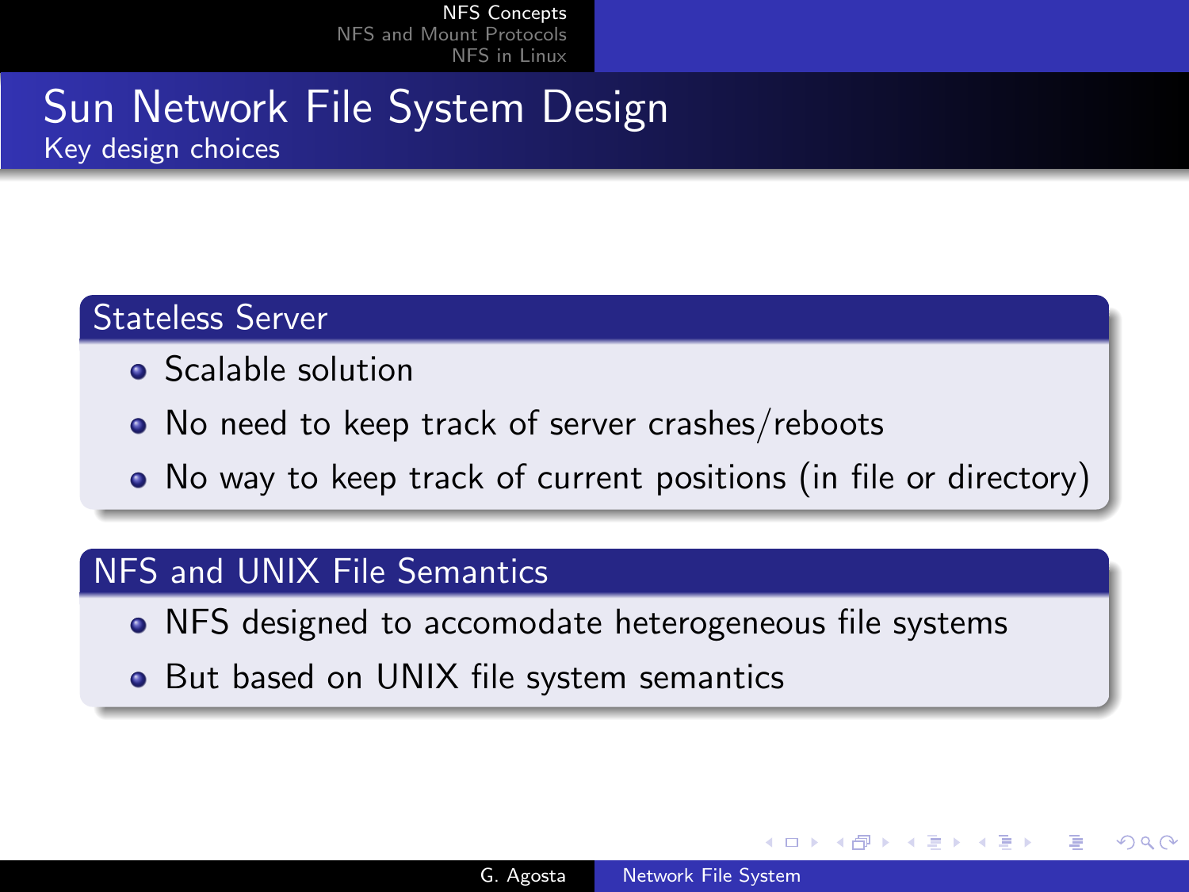# Sun Network File System Design

## Key design choices

### Stateless Server

- Scalable solution
- No need to keep track of server crashes/reboots
- No way to keep track of current positions (in file or directory)

### NFS and UNIX File Semantics

- NFS designed to accomodate heterogeneous file systems
- But based on UNIX file system semantics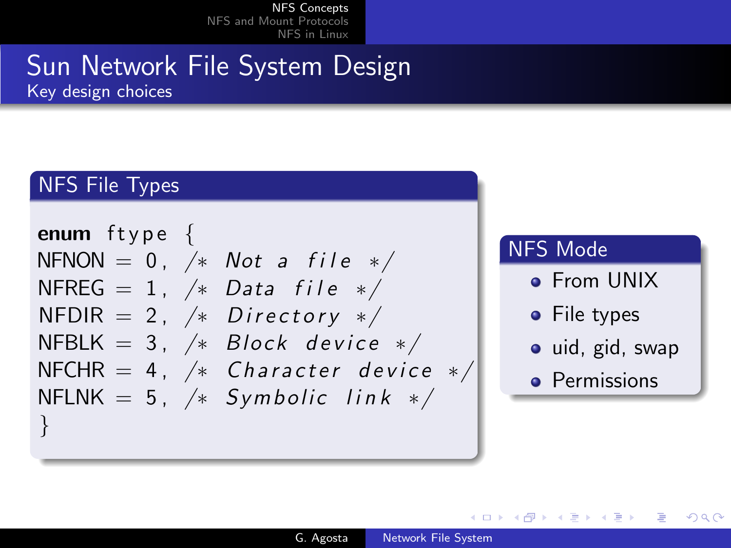# Sun Network File System Design

## Key design choices

### NFS File Types

```
enum ftype {
NFNON = 0, /* Not a file */
NFREG = 1, /* Data file */
NFDIR = 2, /* Directory */
NFBLK = 3, /* Block device */
NFCHR = 4, /* Character device */
NFLNK = 5, /* Symbolic link */
}
```

### NFS Mode

- From UNIX
- File types
- uid, gid, swap
- Permissions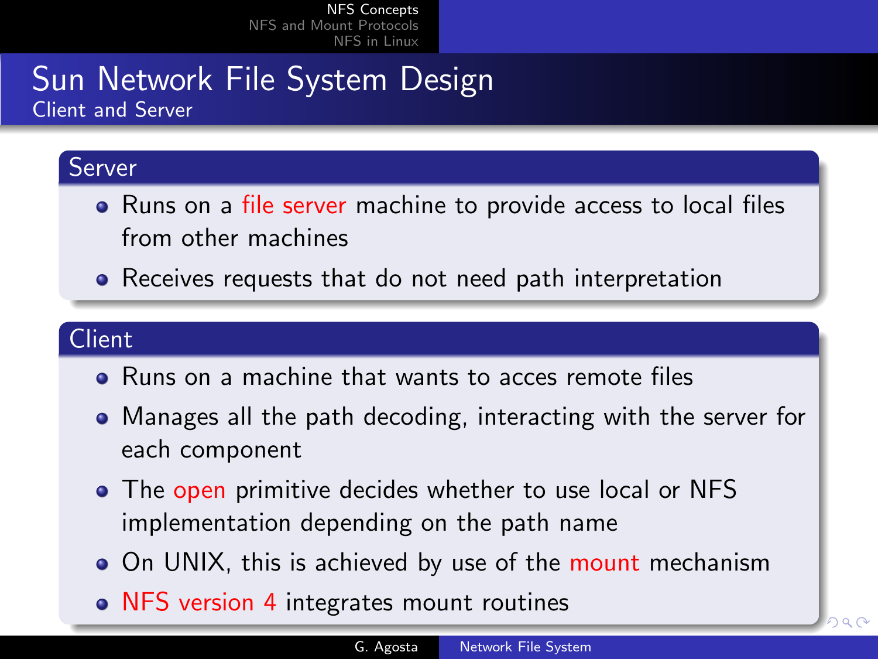# Sun Network File System Design

## Client and Server

### Server

- Runs on a file server machine to provide access to local files from other machines
- Receives requests that do not need path interpretation

### Client

- Runs on a machine that wants to acces remote files
- Manages all the path decoding, interacting with the server for each component
- The open primitive decides whether to use local or NFS implementation depending on the path name
- On UNIX, this is achieved by use of the mount mechanism
- NFS version 4 integrates mount routines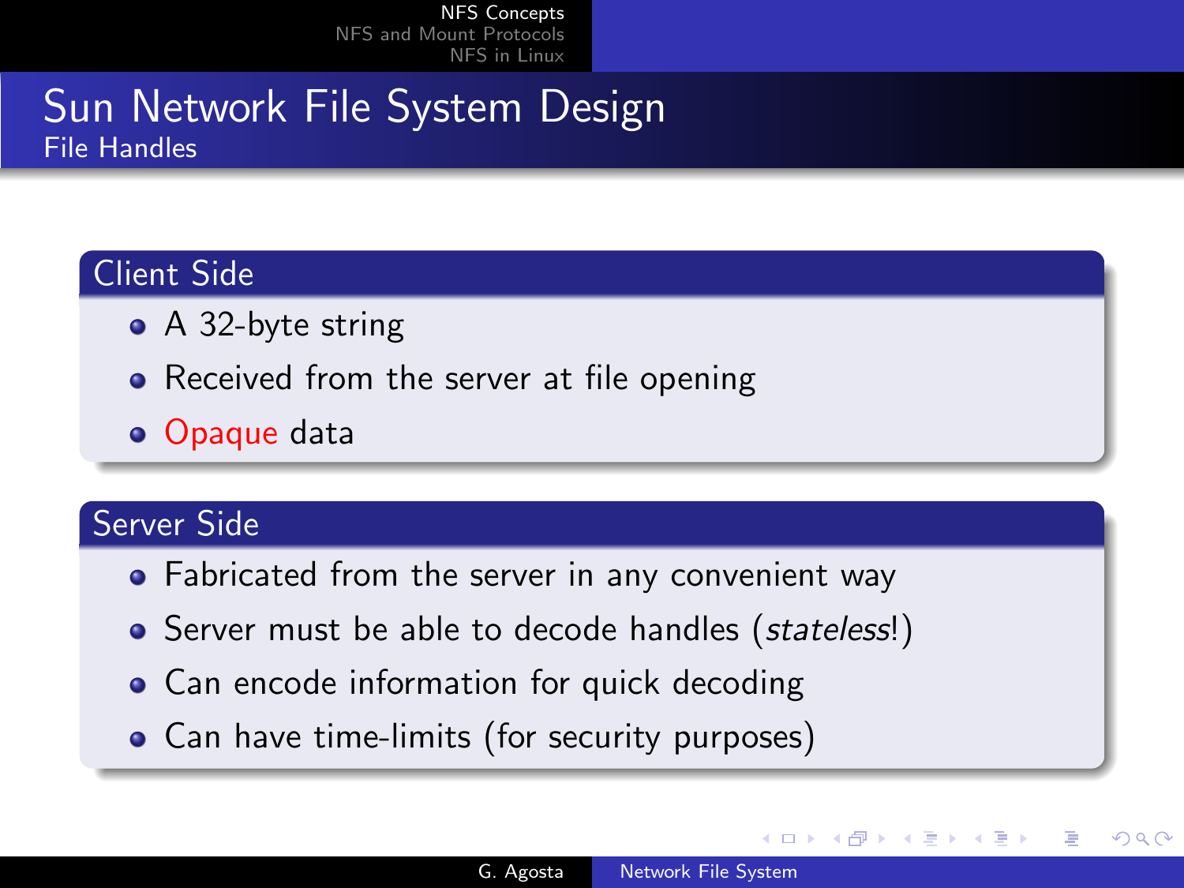# Sun Network File System Design

## File Handles

### Client Side

- A 32-byte string
- Received from the server at file opening
- Opaque data

### Server Side

- Fabricated from the server in any convenient way
- Server must be able to decode handles (*stateless*!)
- Can encode information for quick decoding
- Can have time-limits (for security purposes)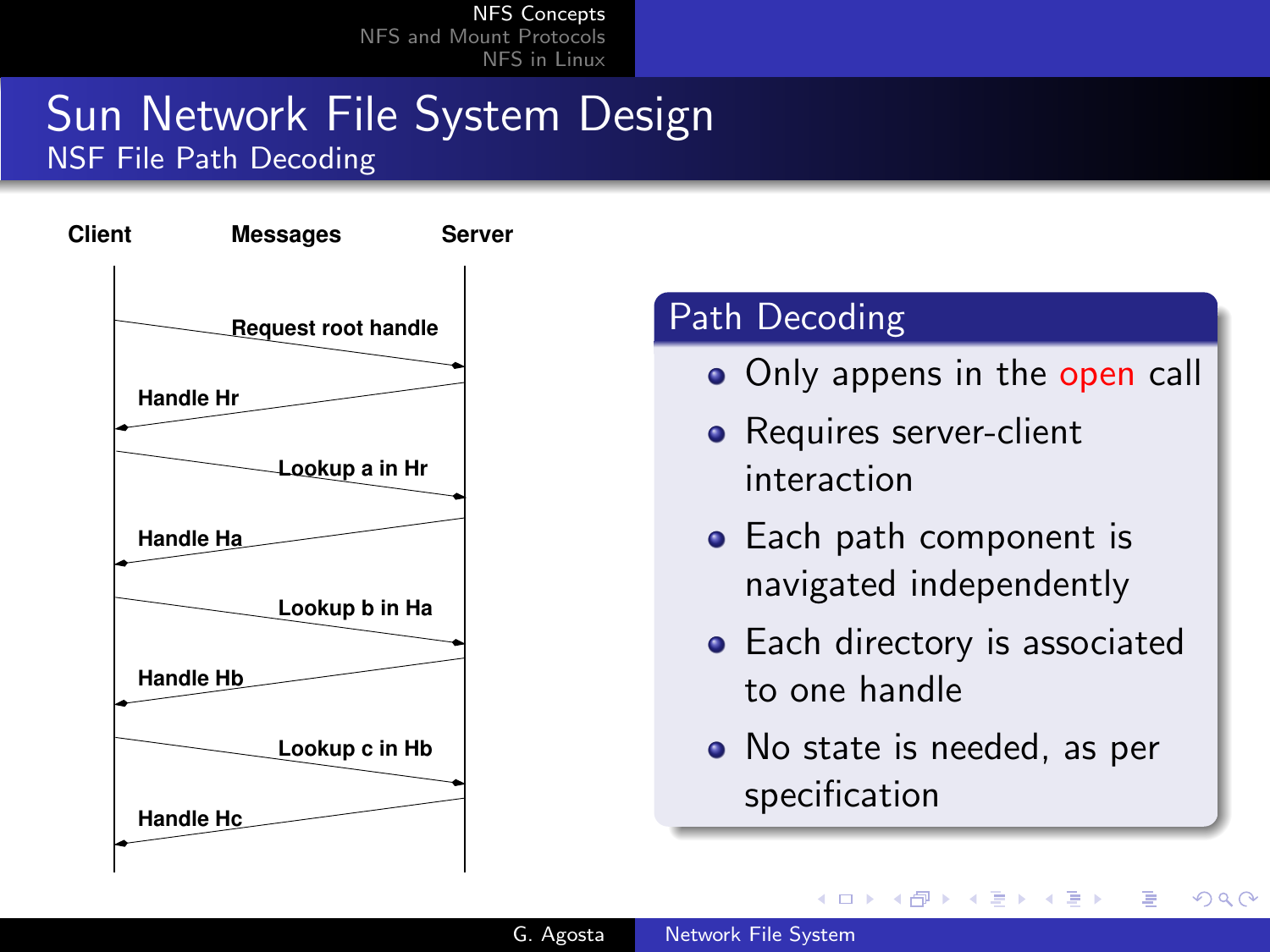# Sun Network File System Design

## NSF File Path Decoding

| Client | Messages | Server |
| --- | --- | --- |
| → | Request root handle | → |
| ← | Handle Hr | ← |
| → | Lookup a in Hr | → |
| ← | Handle Ha | ← |
| → | Lookup b in Ha | → |
| ← | Handle Hb | ← |
| → | Lookup c in Hb | → |
| ← | Handle Hc | ← |

### Path Decoding

- Only appens in the open call
- Requires server-client interaction
- Each path component is navigated independently
- Each directory is associated to one handle
- No state is needed, as per specification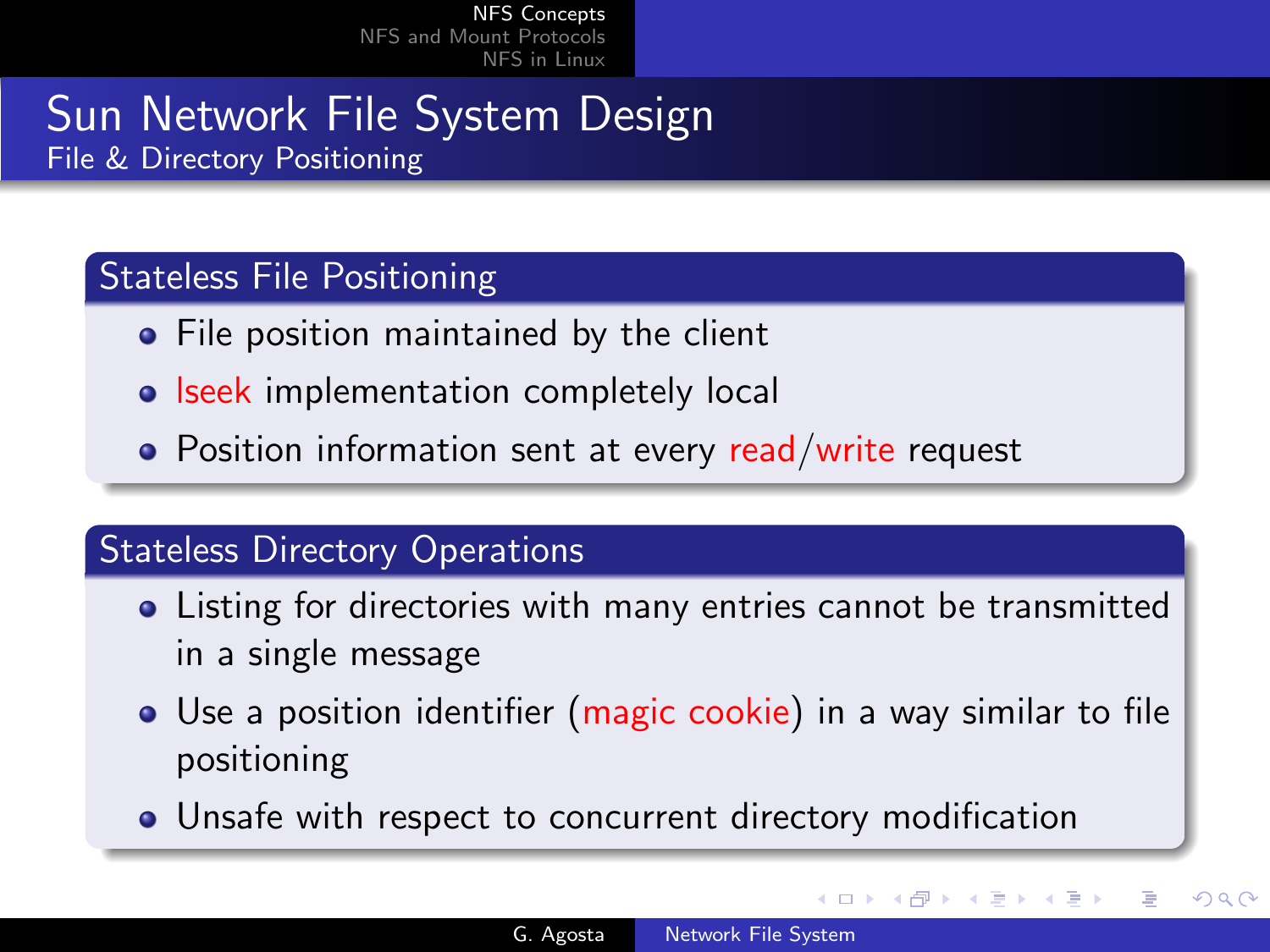# Sun Network File System Design

## File & Directory Positioning

### Stateless File Positioning

- File position maintained by the client
- lseek implementation completely local
- Position information sent at every read/write request

### Stateless Directory Operations

- Listing for directories with many entries cannot be transmitted in a single message
- Use a position identifier (magic cookie) in a way similar to file positioning
- Unsafe with respect to concurrent directory modification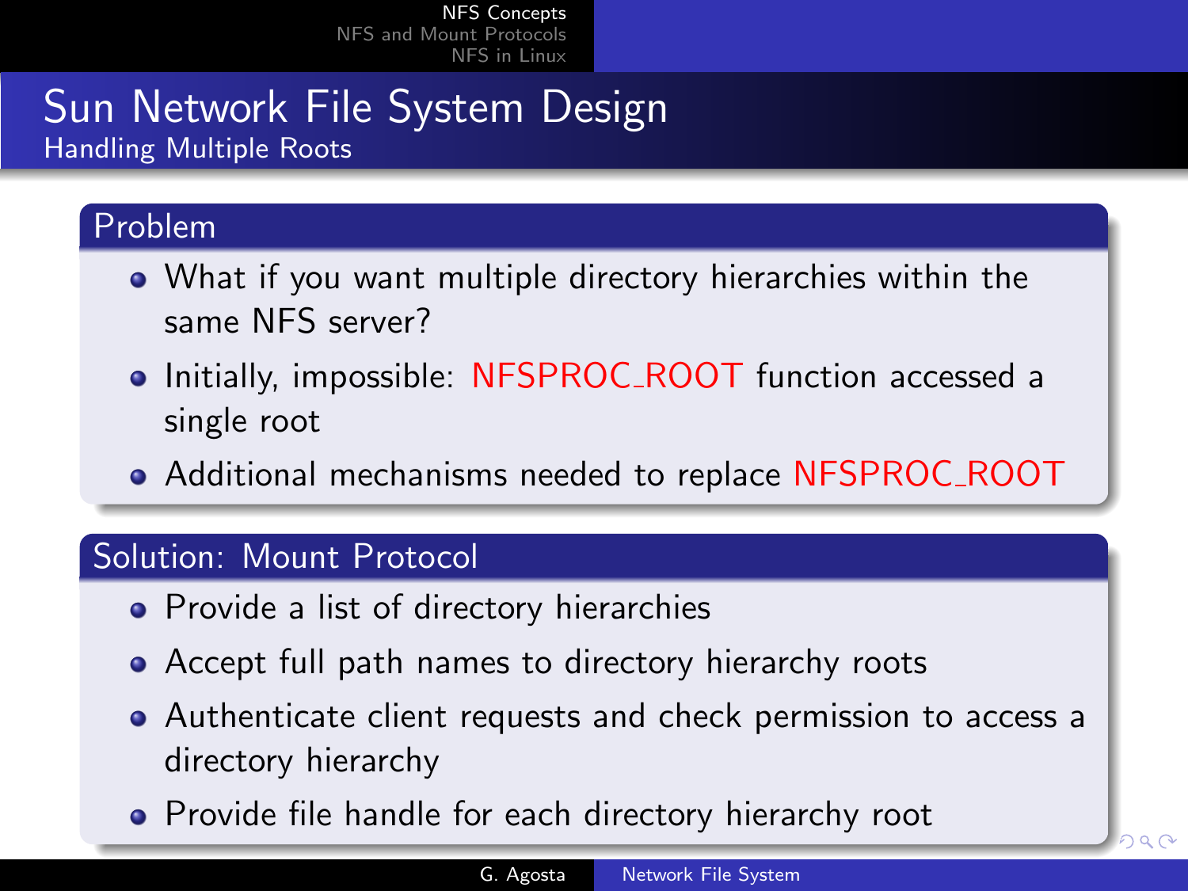# Sun Network File System Design

## Handling Multiple Roots

### Problem

- What if you want multiple directory hierarchies within the same NFS server?
- Initially, impossible: NFSPROC_ROOT function accessed a single root
- Additional mechanisms needed to replace NFSPROC_ROOT

### Solution: Mount Protocol

- Provide a list of directory hierarchies
- Accept full path names to directory hierarchy roots
- Authenticate client requests and check permission to access a directory hierarchy
- Provide file handle for each directory hierarchy root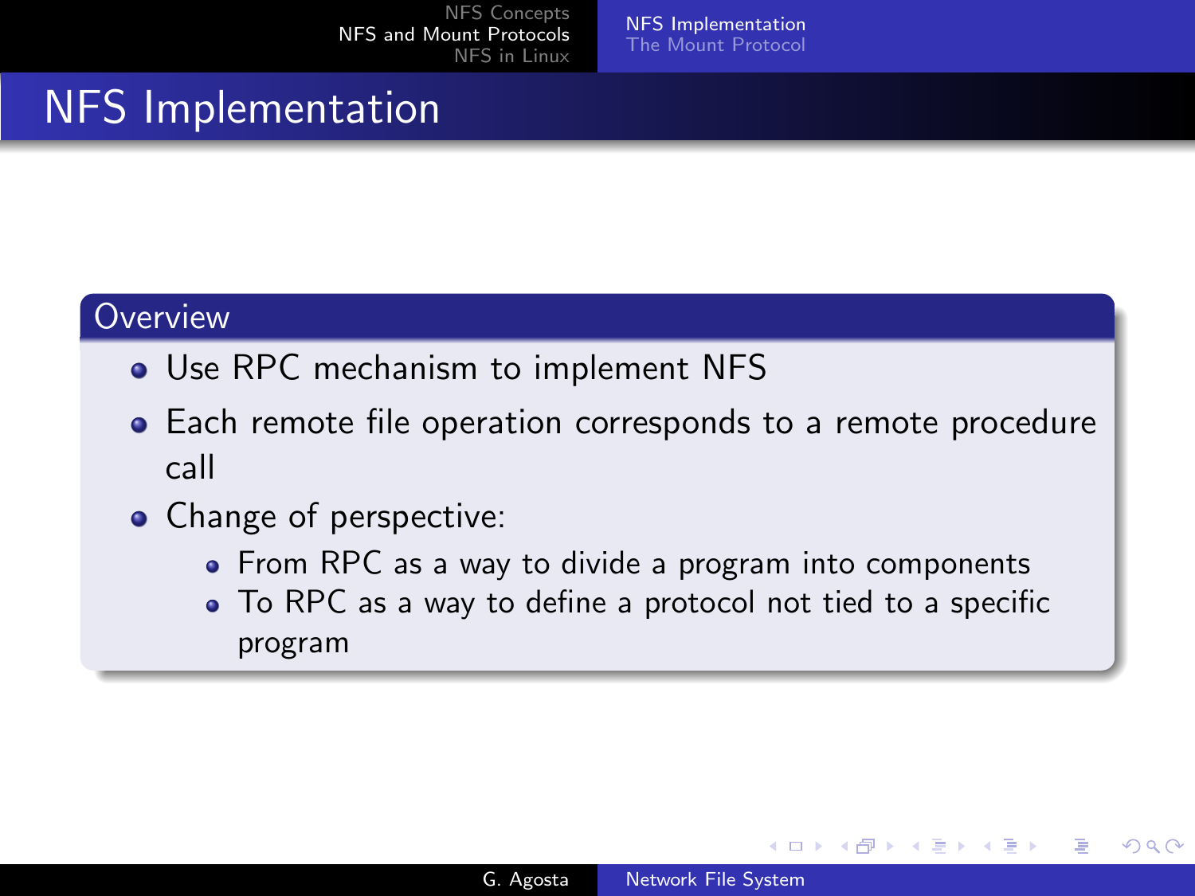# NFS Implementation

## Overview

- Use RPC mechanism to implement NFS
- Each remote file operation corresponds to a remote procedure call
- Change of perspective:
  - From RPC as a way to divide a program into components
  - To RPC as a way to define a protocol not tied to a specific program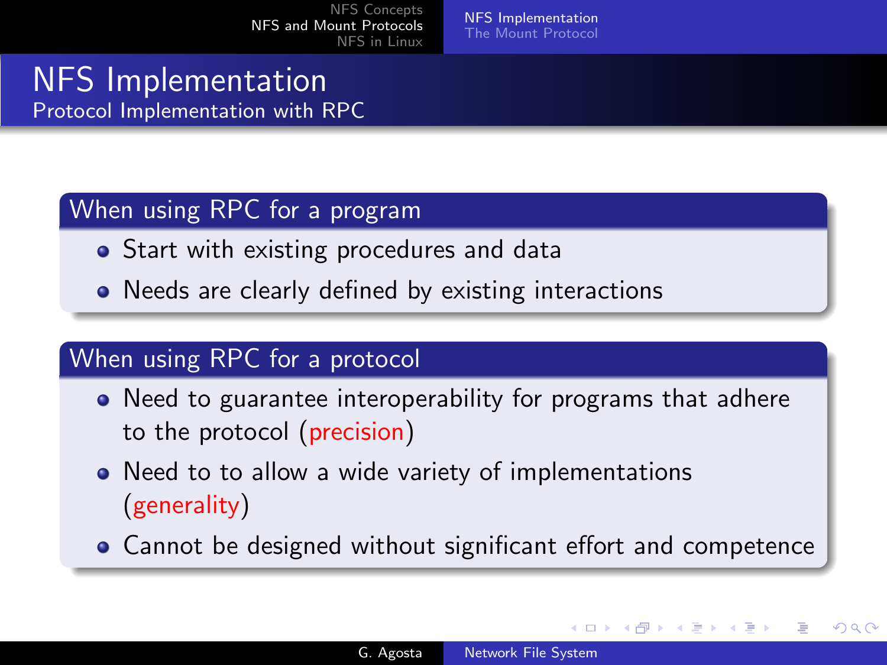# NFS Implementation

## Protocol Implementation with RPC

### When using RPC for a program

- Start with existing procedures and data
- Needs are clearly defined by existing interactions

### When using RPC for a protocol

- Need to guarantee interoperability for programs that adhere to the protocol (precision)
- Need to to allow a wide variety of implementations (generality)
- Cannot be designed without significant effort and competence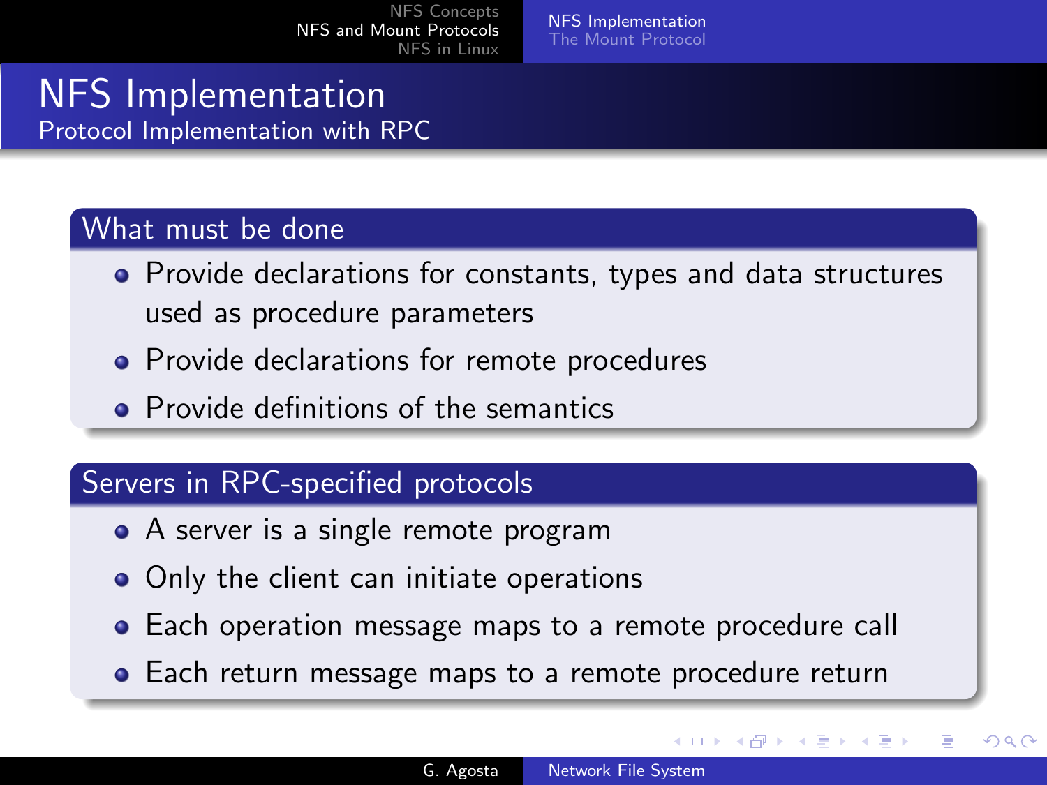# NFS Implementation

## Protocol Implementation with RPC

### What must be done

- Provide declarations for constants, types and data structures used as procedure parameters
- Provide declarations for remote procedures
- Provide definitions of the semantics

### Servers in RPC-specified protocols

- A server is a single remote program
- Only the client can initiate operations
- Each operation message maps to a remote procedure call
- Each return message maps to a remote procedure return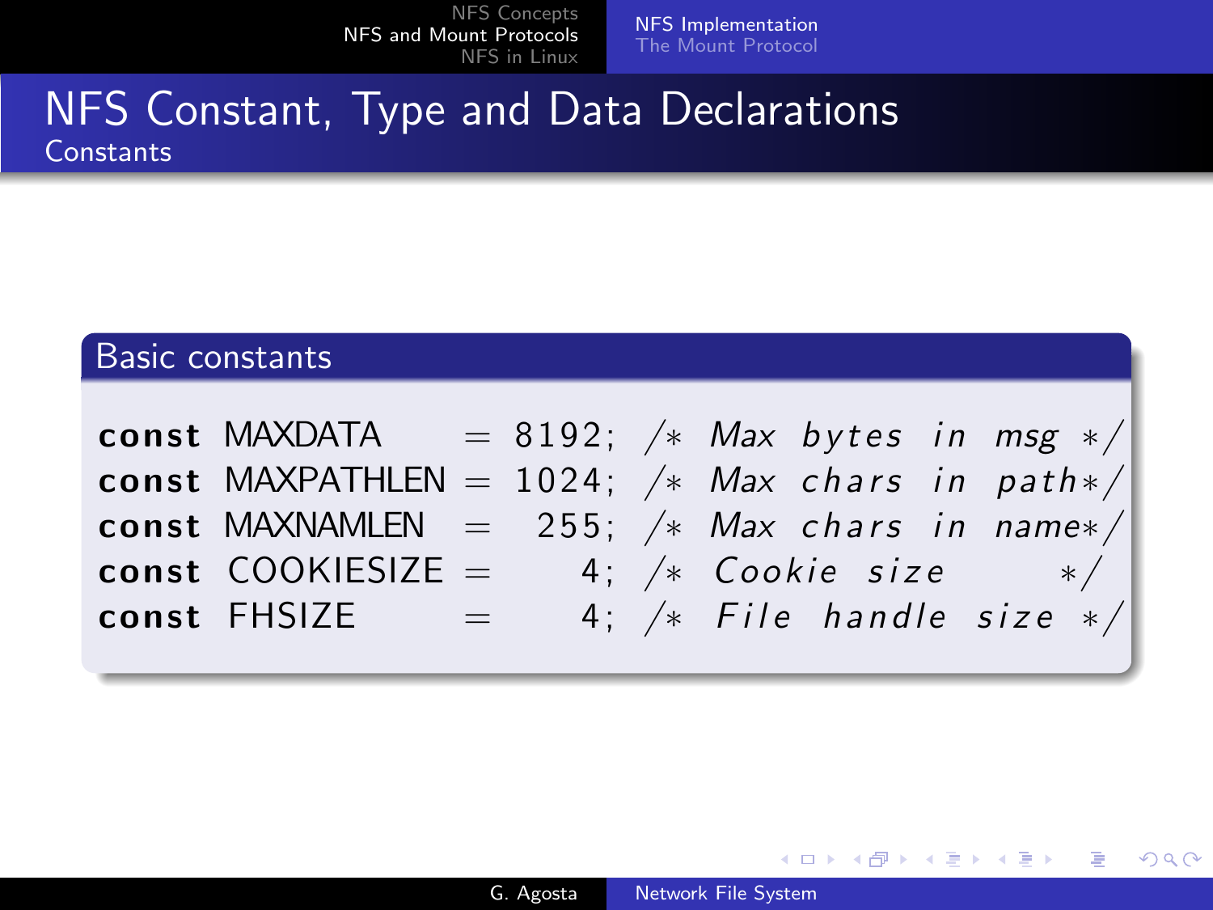# NFS Constant, Type and Data Declarations

## Constants

### Basic constants

```
const MAXDATA    = 8192; /* Max bytes in msg */
const MAXPATHLEN = 1024; /* Max chars in path*/
const MAXNAMLEN  =  255; /* Max chars in name*/
const COOKIESIZE =    4; /* Cookie size      */
const FHSIZE     =    4; /* File handle size */
```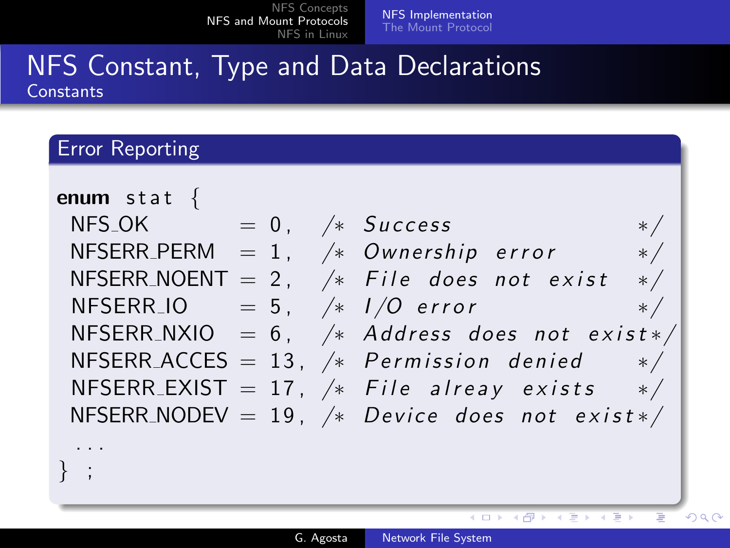# NFS Constant, Type and Data Declarations

## Constants

### Error Reporting

```
enum stat {
  NFS_OK          = 0,   /* Success              */
  NFSERR_PERM     = 1,   /* Ownership error      */
  NFSERR_NOENT    = 2,   /* File does not exist  */
  NFSERR_IO       = 5,   /* I/O error            */
  NFSERR_NXIO     = 6,   /* Address does not exist*/
  NFSERR_ACCES    = 13,  /* Permission denied    */
  NFSERR_EXIST    = 17,  /* File alreay exists   */
  NFSERR_NODEV    = 19,  /* Device does not exist*/
  ...
} ;
```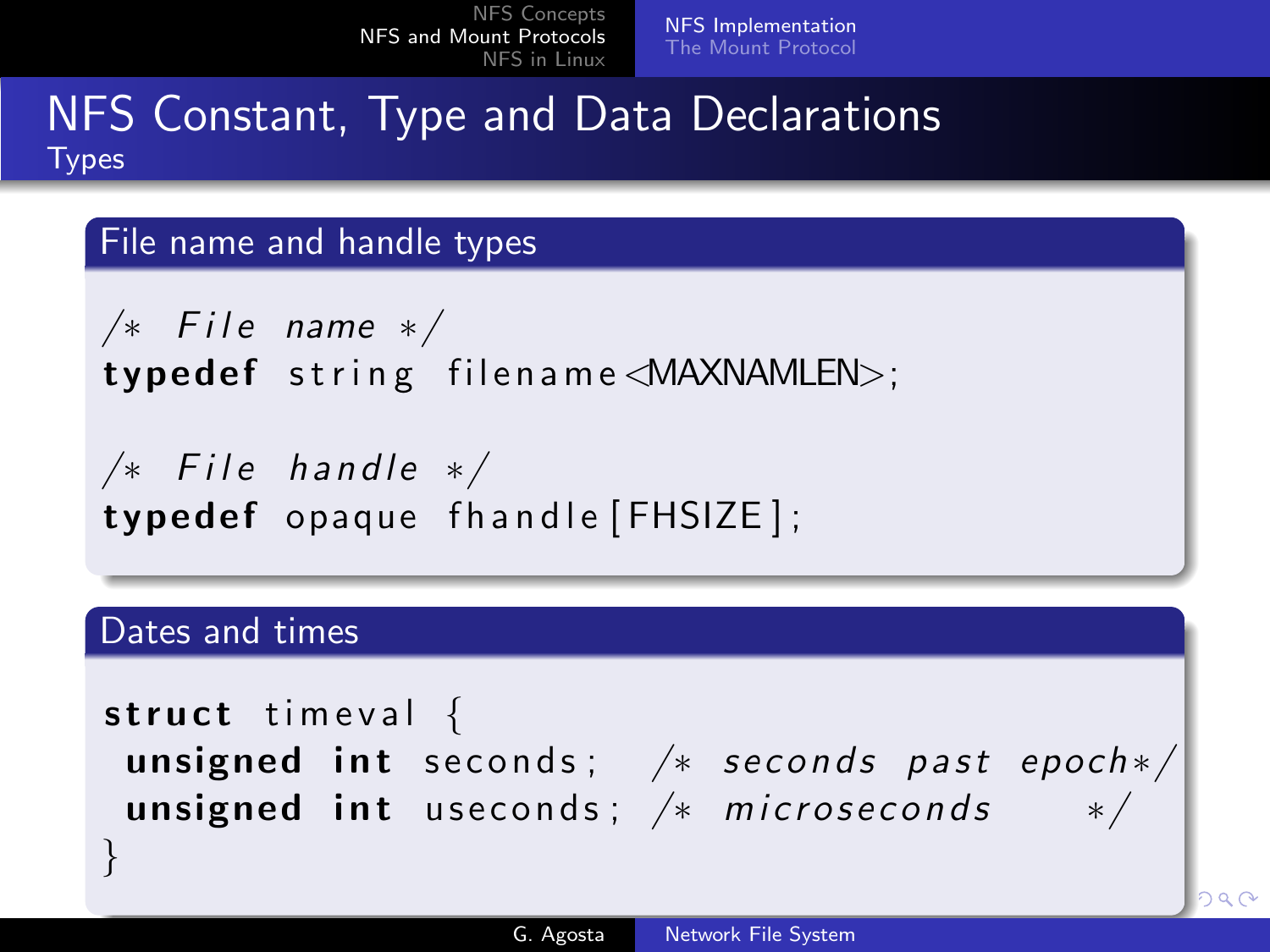# NFS Constant, Type and Data Declarations

## Types

### File name and handle types

```
/* File name */
typedef string filename<MAXNAMLEN>;

/* File handle */
typedef opaque fhandle[FHSIZE];
```

### Dates and times

```
struct timeval {
 unsigned int seconds;  /* seconds past epoch*/
 unsigned int useconds; /* microseconds     */
}
```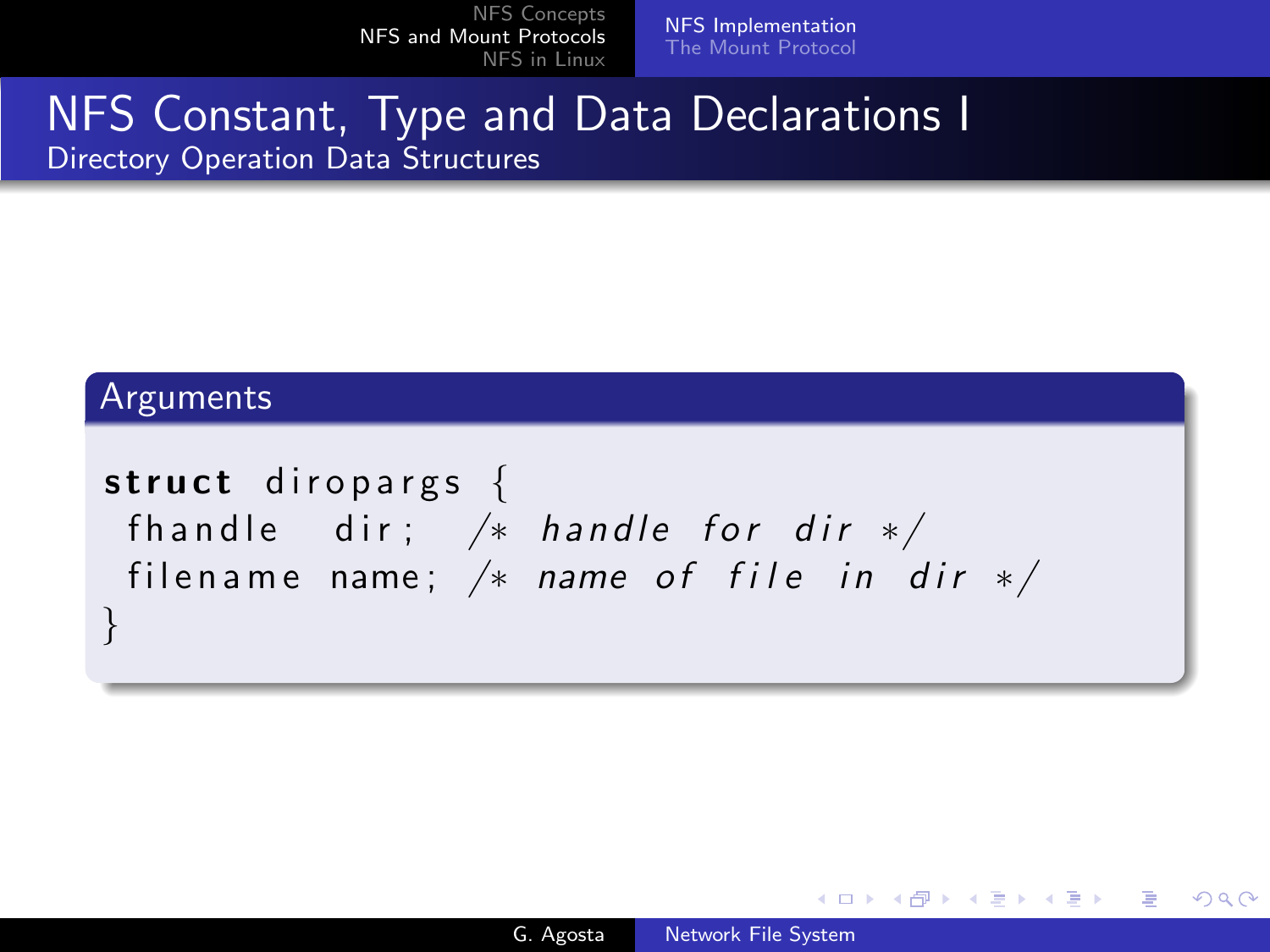# NFS Constant, Type and Data Declarations I

## Directory Operation Data Structures

### Arguments

```
struct diropargs {
 fhandle   dir;  /* handle for dir */
 filename name; /* name of file in dir */
}
```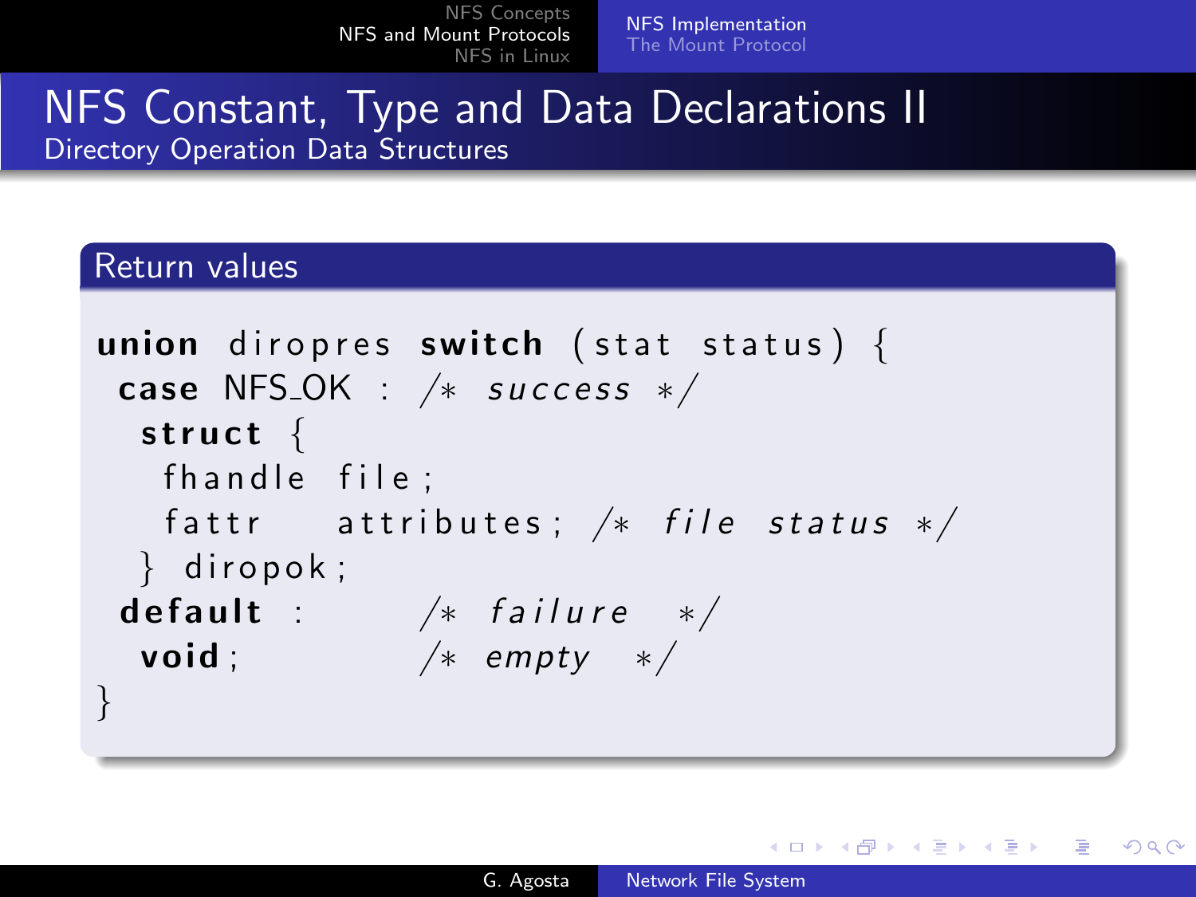# NFS Constant, Type and Data Declarations II

## Directory Operation Data Structures

### Return values

```
union diropres switch (stat status) {
 case NFS_OK : /* success */
  struct {
   fhandle file;
   fattr   attributes; /* file status */
  } diropok;
 default :      /* failure  */
  void;         /* empty  */
}
```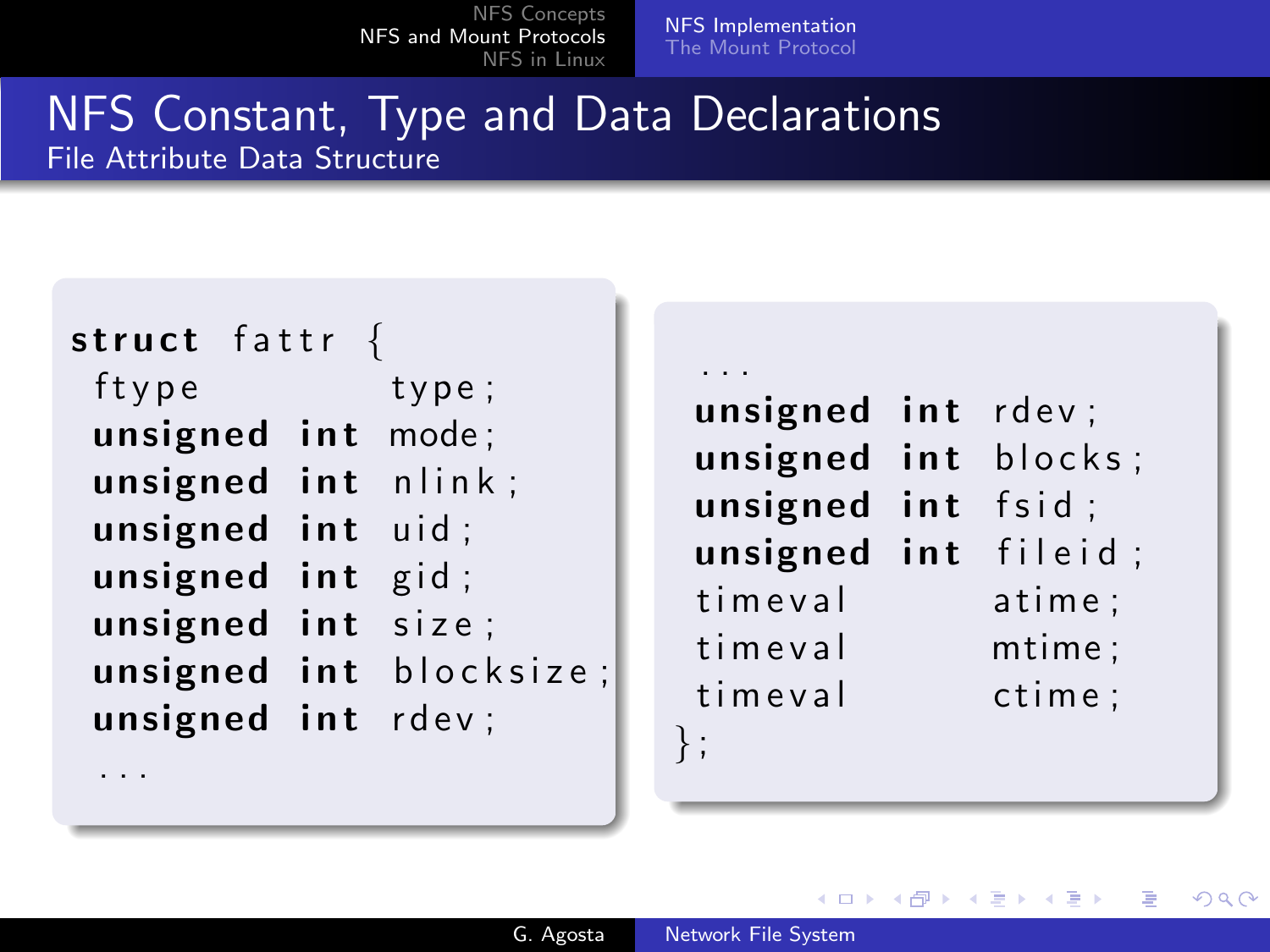# NFS Constant, Type and Data Declarations

## File Attribute Data Structure

```
struct fattr {
  ftype         type;
  unsigned int  mode;
  unsigned int  nlink;
  unsigned int  uid;
  unsigned int  gid;
  unsigned int  size;
  unsigned int  blocksize;
  unsigned int  rdev;
  ...
```

```
  ...
  unsigned int  rdev;
  unsigned int  blocks;
  unsigned int  fsid;
  unsigned int  fileid;
  timeval       atime;
  timeval       mtime;
  timeval       ctime;
};
```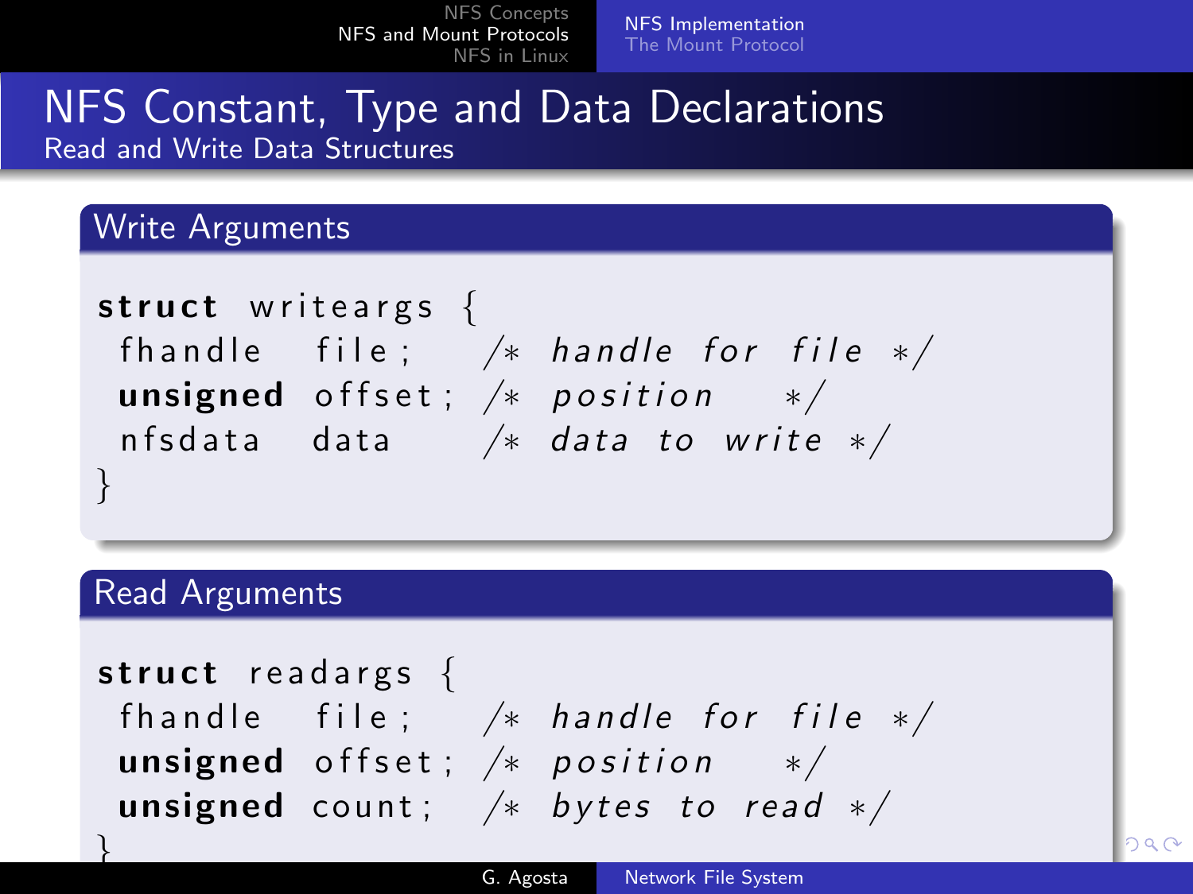# NFS Constant, Type and Data Declarations

## Read and Write Data Structures

### Write Arguments

```
struct writeargs {
 fhandle   file;    /* handle for file */
 unsigned  offset;  /* position      */
 nfsdata   data     /* data to write */
}
```

### Read Arguments

```
struct readargs {
 fhandle   file;    /* handle for file */
 unsigned  offset;  /* position      */
 unsigned  count;   /* bytes to read */
}
```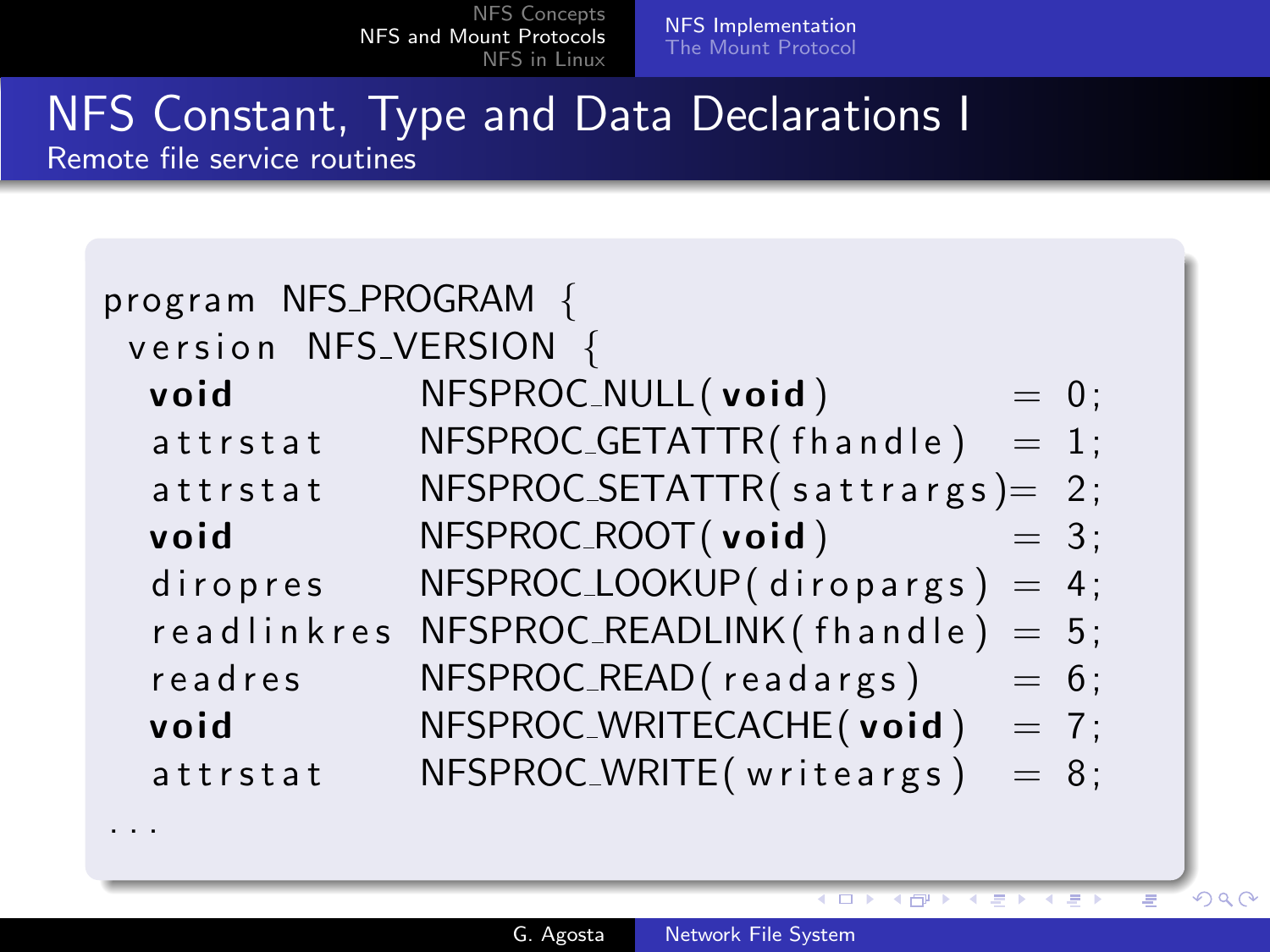# NFS Constant, Type and Data Declarations I

Remote file service routines

```
program NFS_PROGRAM {
 version NFS_VERSION {
  void        NFSPROC_NULL(void)          = 0;
  attrstat    NFSPROC_GETATTR(fhandle)    = 1;
  attrstat    NFSPROC_SETATTR(sattrargs)= 2;
  void        NFSPROC_ROOT(void)          = 3;
  diropres    NFSPROC_LOOKUP(diropargs)  = 4;
  readlinkres NFSPROC_READLINK(fhandle)  = 5;
  readres     NFSPROC_READ(readargs)      = 6;
  void        NFSPROC_WRITECACHE(void)   = 7;
  attrstat    NFSPROC_WRITE(writeargs)   = 8;
...
```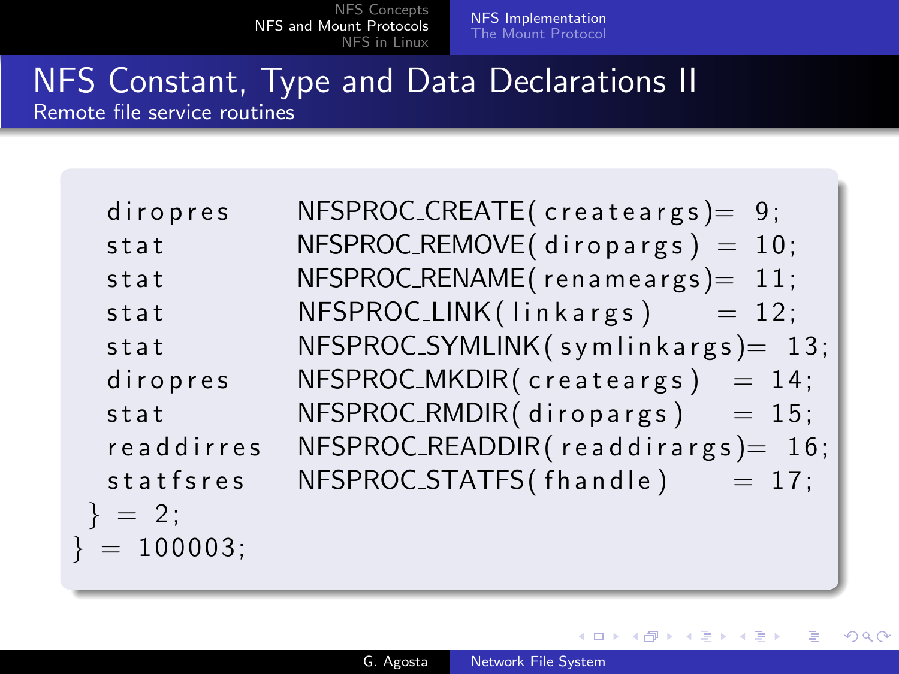# NFS Constant, Type and Data Declarations II

## Remote file service routines

```
    diropres     NFSPROC_CREATE(createargs)= 9;
    stat         NFSPROC_REMOVE(diropargs) = 10;
    stat         NFSPROC_RENAME(renameargs)= 11;
    stat         NFSPROC_LINK(linkargs)    = 12;
    stat         NFSPROC_SYMLINK(symlinkargs)= 13;
    diropres     NFSPROC_MKDIR(createargs)  = 14;
    stat         NFSPROC_RMDIR(diropargs)   = 15;
    readdirres   NFSPROC_READDIR(readdirargs)= 16;
    statfsres    NFSPROC_STATFS(fhandle)    = 17;
  } = 2;
} = 100003;
```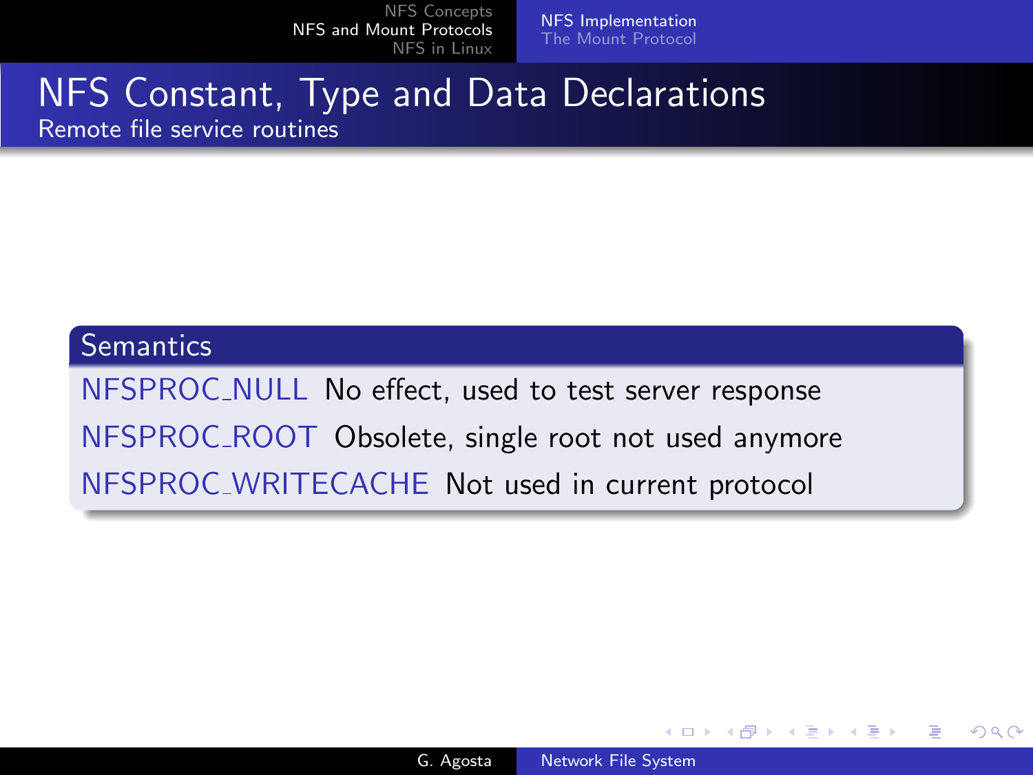# NFS Constant, Type and Data Declarations

## Remote file service routines

### Semantics

- **NFSPROC_NULL** No effect, used to test server response
- **NFSPROC_ROOT** Obsolete, single root not used anymore
- **NFSPROC_WRITECACHE** Not used in current protocol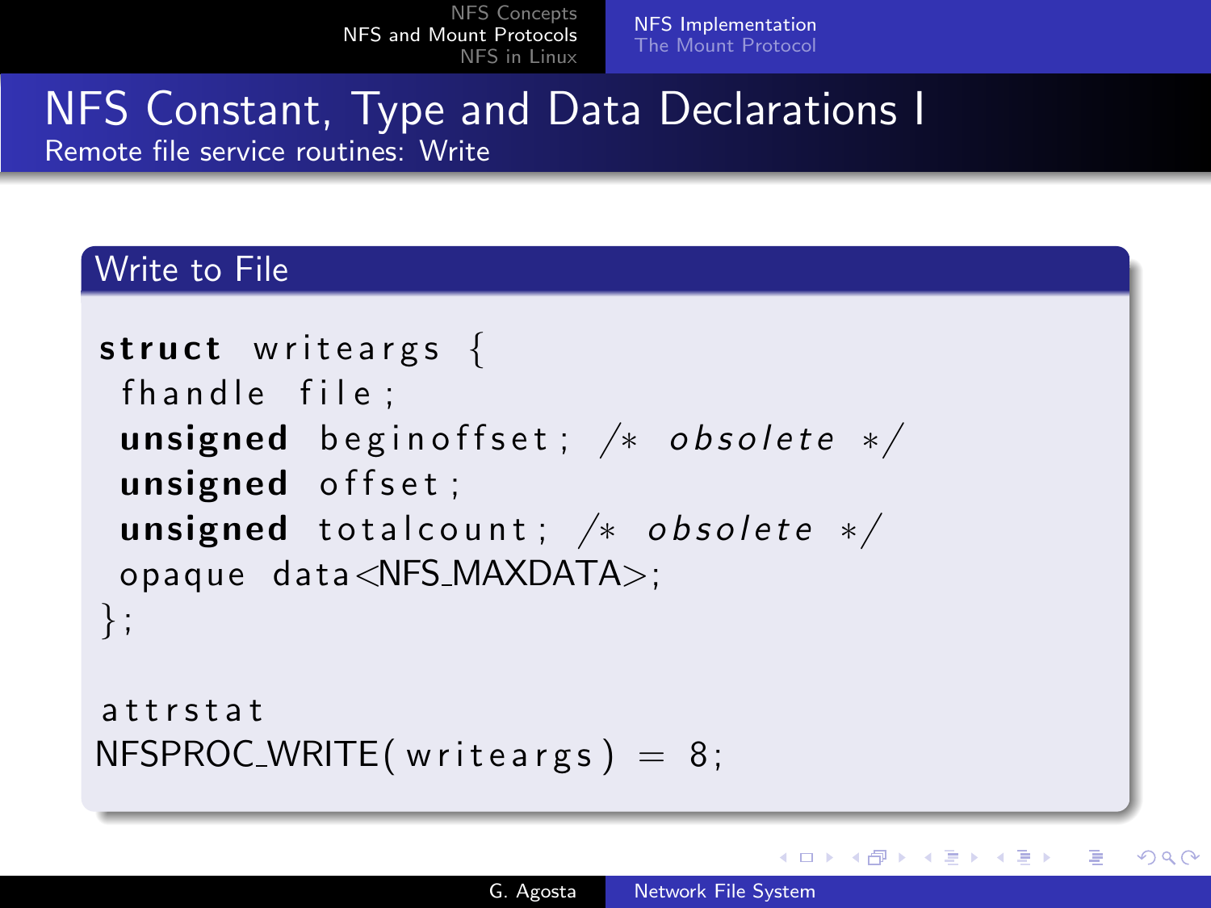# NFS Constant, Type and Data Declarations I

## Remote file service routines: Write

### Write to File

```
struct writeargs {
 fhandle file;
 unsigned beginoffset; /* obsolete */
 unsigned offset;
 unsigned totalcount; /* obsolete */
 opaque data<NFS_MAXDATA>;
};

attrstat
NFSPROC_WRITE(writeargs) = 8;
```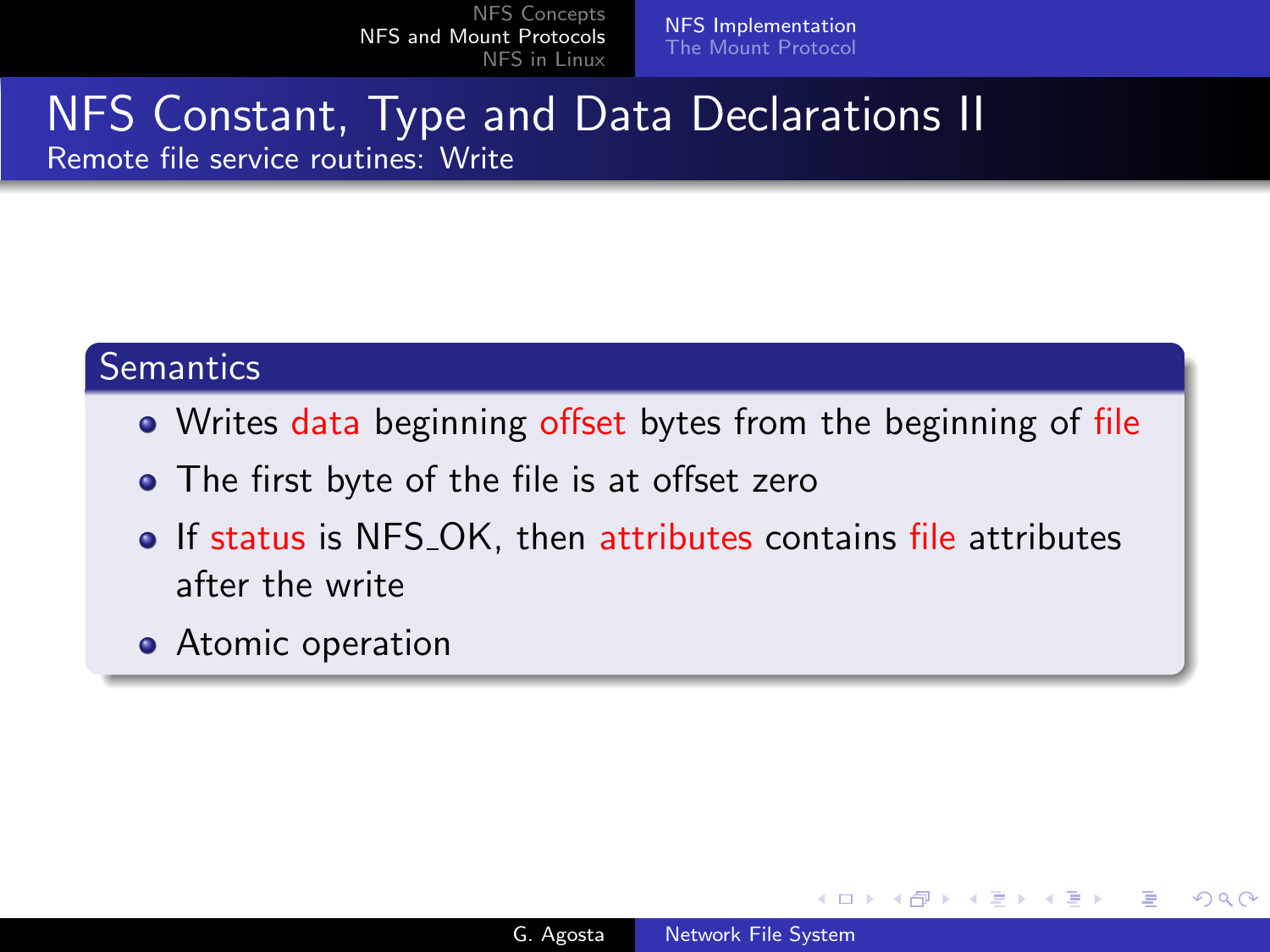# NFS Constant, Type and Data Declarations II

## Remote file service routines: Write

### Semantics

- Writes data beginning offset bytes from the beginning of file
- The first byte of the file is at offset zero
- If status is NFS_OK, then attributes contains file attributes after the write
- Atomic operation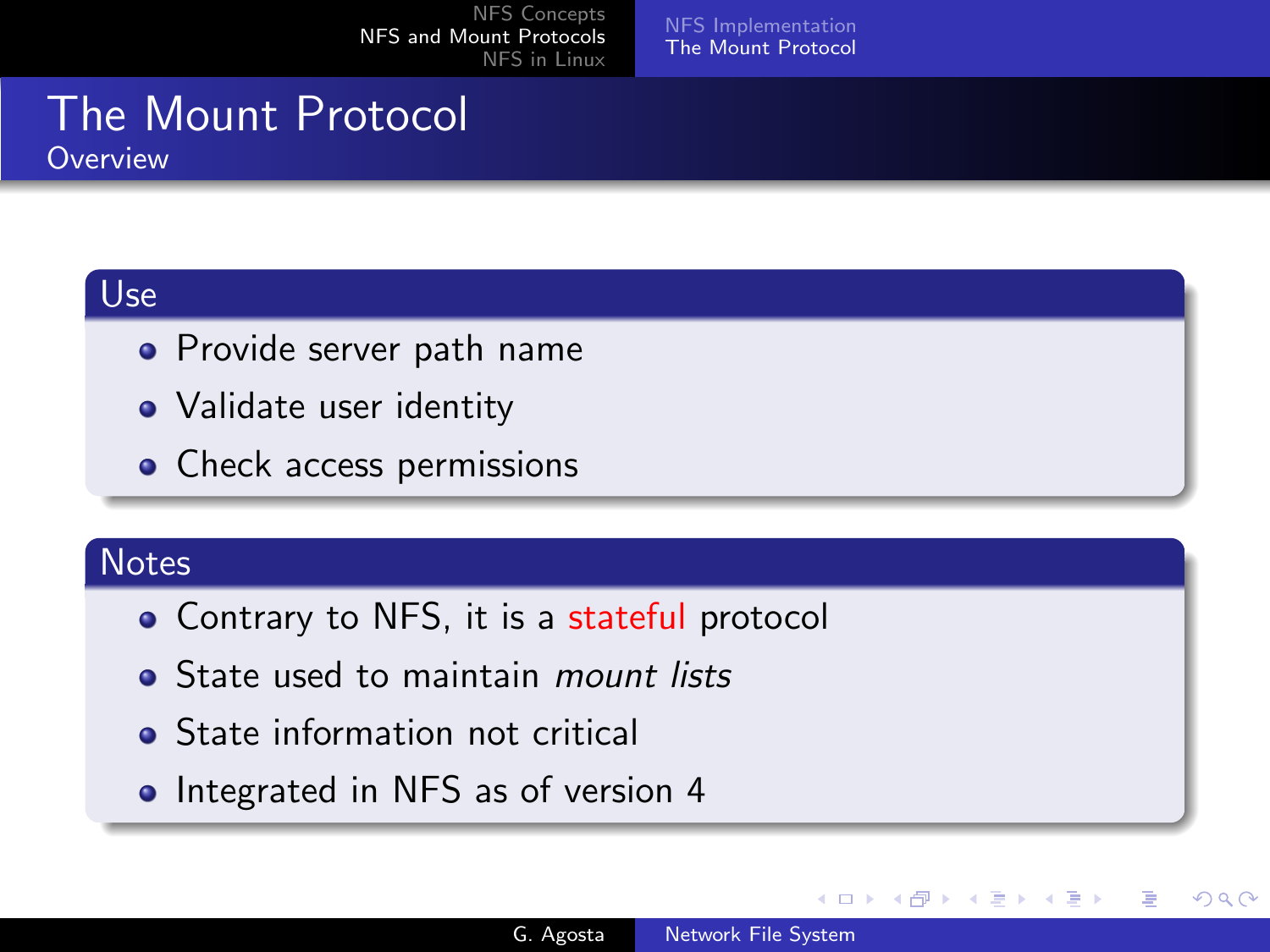# The Mount Protocol

## Overview

### Use

- Provide server path name
- Validate user identity
- Check access permissions

### Notes

- Contrary to NFS, it is a stateful protocol
- State used to maintain *mount lists*
- State information not critical
- Integrated in NFS as of version 4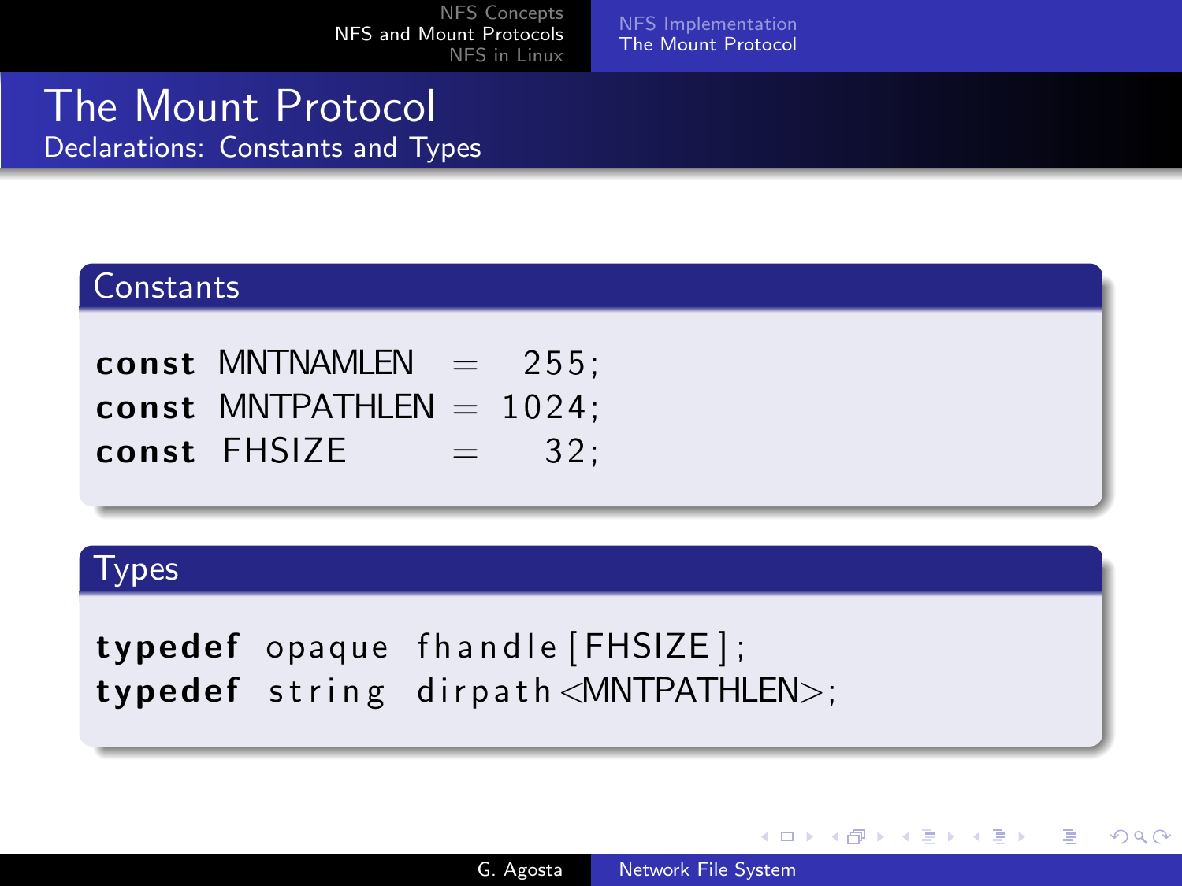# The Mount Protocol

## Declarations: Constants and Types

### Constants

```
const MNTNAMLEN  =  255;
const MNTPATHLEN = 1024;
const FHSIZE     =   32;
```

### Types

```
typedef opaque fhandle[FHSIZE];
typedef string dirpath<MNTPATHLEN>;
```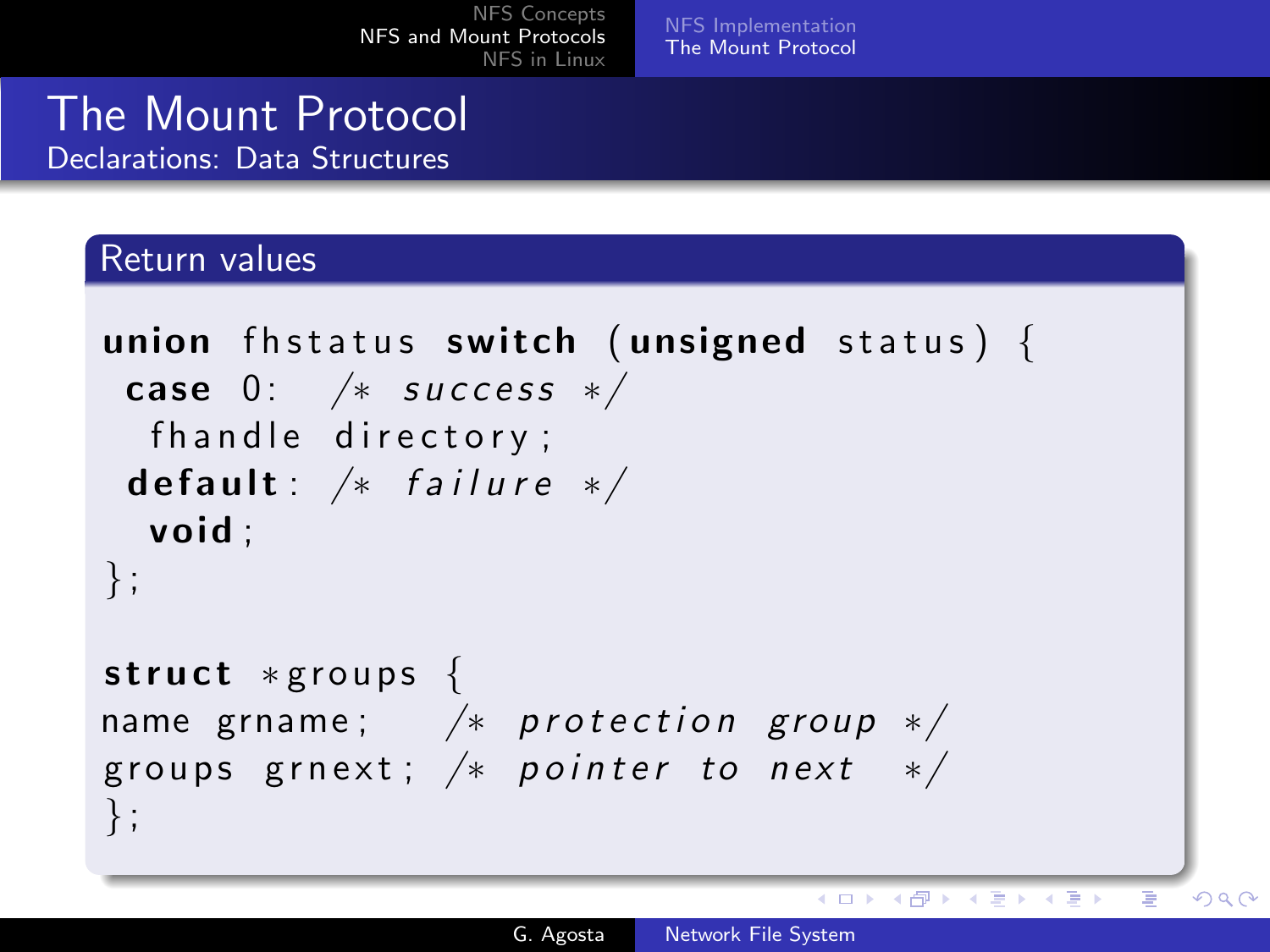# The Mount Protocol

## Declarations: Data Structures

### Return values

```
union fhstatus switch (unsigned status) {
 case 0:  /* success */
  fhandle directory;
 default: /* failure */
  void;
};

struct *groups {
name grname;    /* protection group */
groups grnext; /* pointer to next  */
};
```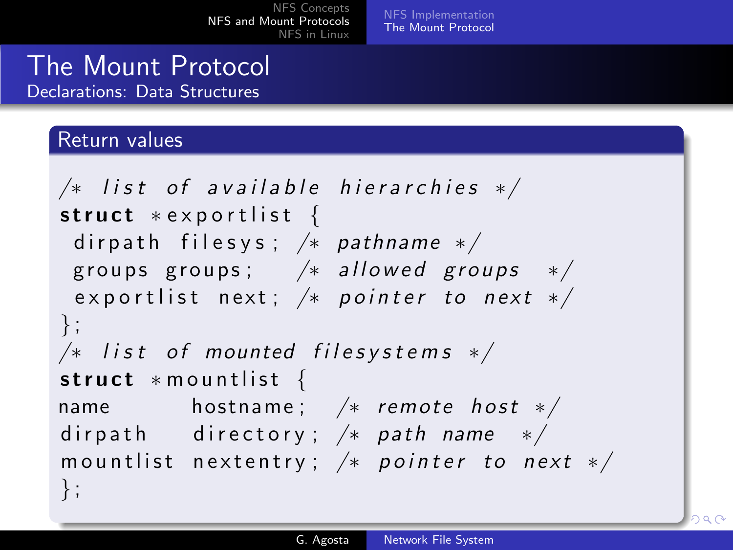# The Mount Protocol

## Declarations: Data Structures

### Return values

```
/* list of available hierarchies */
struct *exportlist {
 dirpath filesys; /* pathname */
 groups groups;   /* allowed groups  */
 exportlist next; /* pointer to next */
};
/* list of mounted filesystems */
struct *mountlist {
name      hostname;  /* remote host */
dirpath   directory; /* path name  */
mountlist nextentry; /* pointer to next */
};
```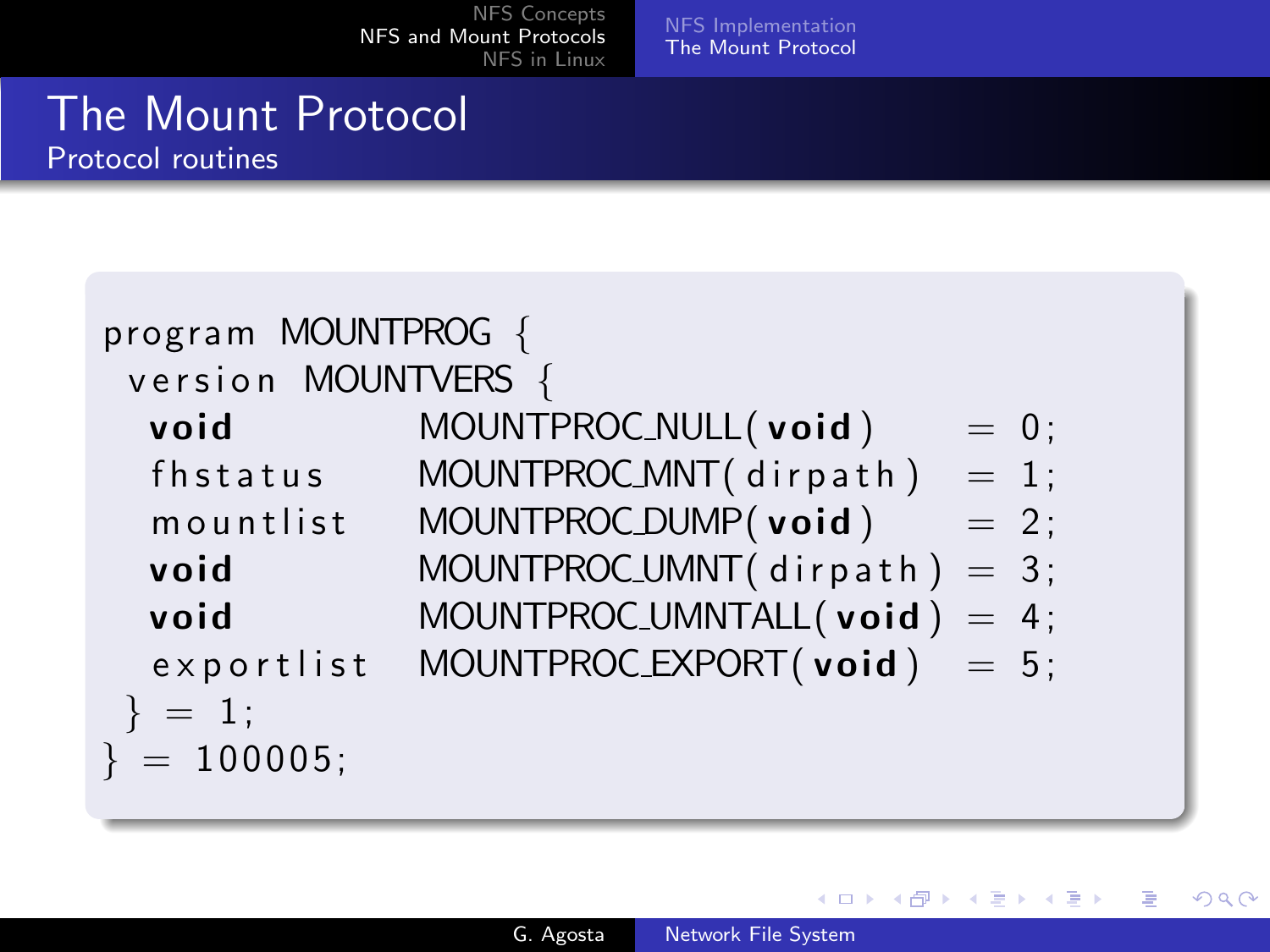# The Mount Protocol

## Protocol routines

```
program MOUNTPROG {
 version MOUNTVERS {
  void         MOUNTPROC_NULL(void)       = 0;
  fhstatus     MOUNTPROC_MNT(dirpath)     = 1;
  mountlist    MOUNTPROC_DUMP(void)       = 2;
  void         MOUNTPROC_UMNT(dirpath)    = 3;
  void         MOUNTPROC_UMNTALL(void)    = 4;
  exportlist   MOUNTPROC_EXPORT(void)     = 5;
 } = 1;
} = 100005;
```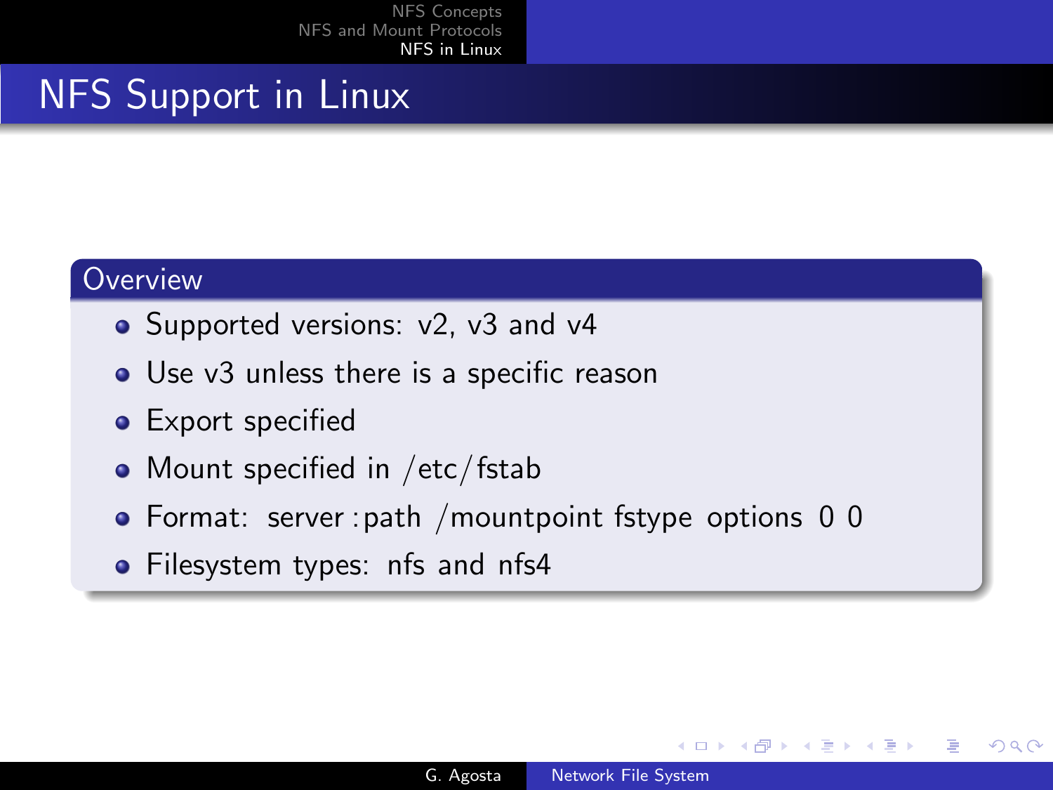# NFS Support in Linux

## Overview

- Supported versions: v2, v3 and v4
- Use v3 unless there is a specific reason
- Export specified
- Mount specified in /etc/fstab
- Format: server:path /mountpoint fstype options 0 0
- Filesystem types: nfs and nfs4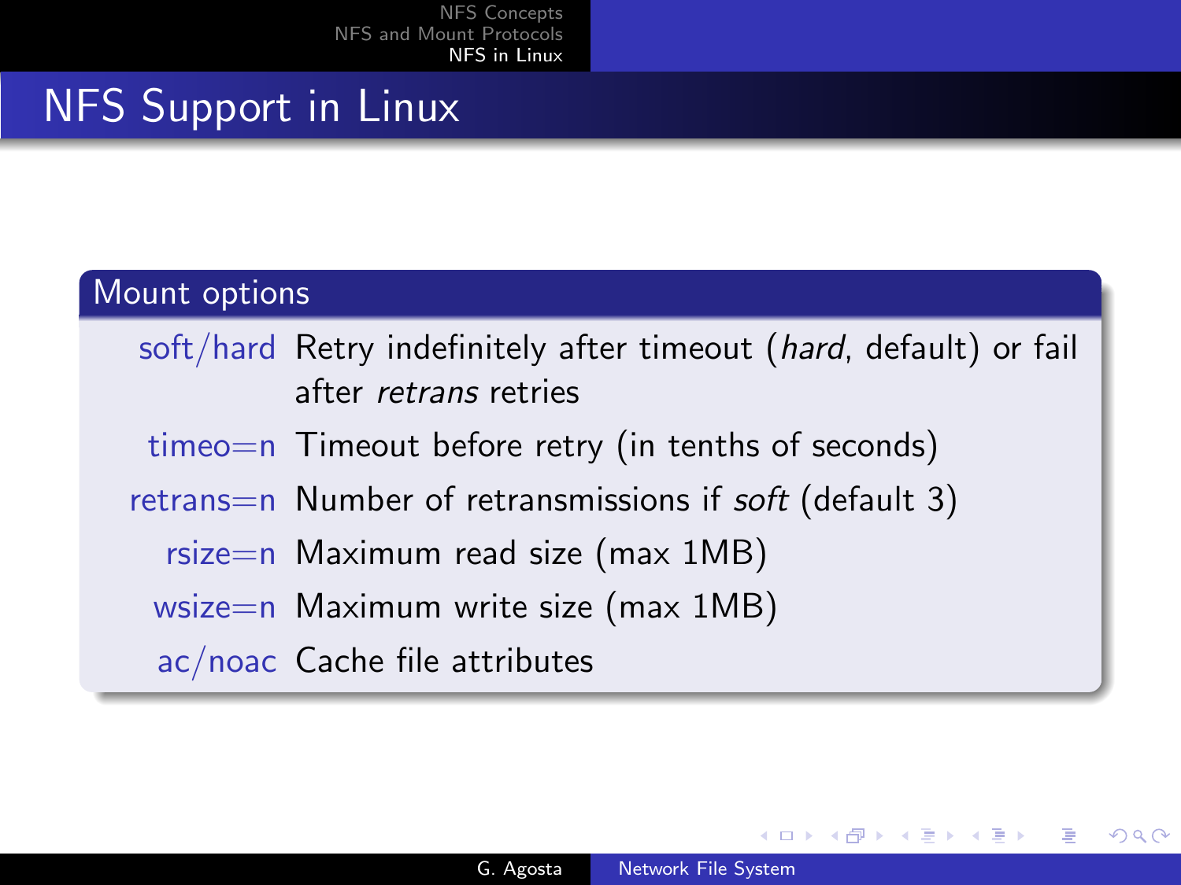# NFS Support in Linux

## Mount options

| | |
|---|---|
| soft/hard | Retry indefinitely after timeout (*hard*, default) or fail after *retrans* retries |
| timeo=n | Timeout before retry (in tenths of seconds) |
| retrans=n | Number of retransmissions if *soft* (default 3) |
| rsize=n | Maximum read size (max 1MB) |
| wsize=n | Maximum write size (max 1MB) |
| ac/noac | Cache file attributes |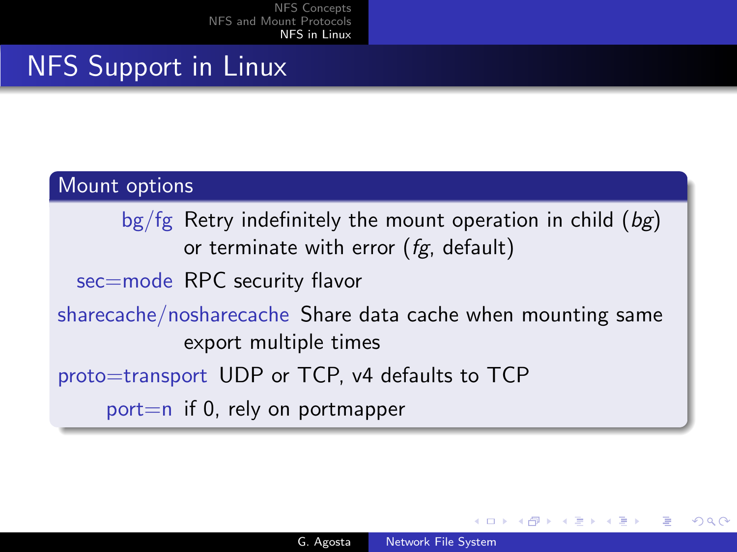# NFS Support in Linux

## Mount options

**bg/fg** Retry indefinitely the mount operation in child (*bg*) or terminate with error (*fg*, default)

**sec=mode** RPC security flavor

**sharecache/nosharecache** Share data cache when mounting same export multiple times

**proto=transport** UDP or TCP, v4 defaults to TCP

**port=n** if 0, rely on portmapper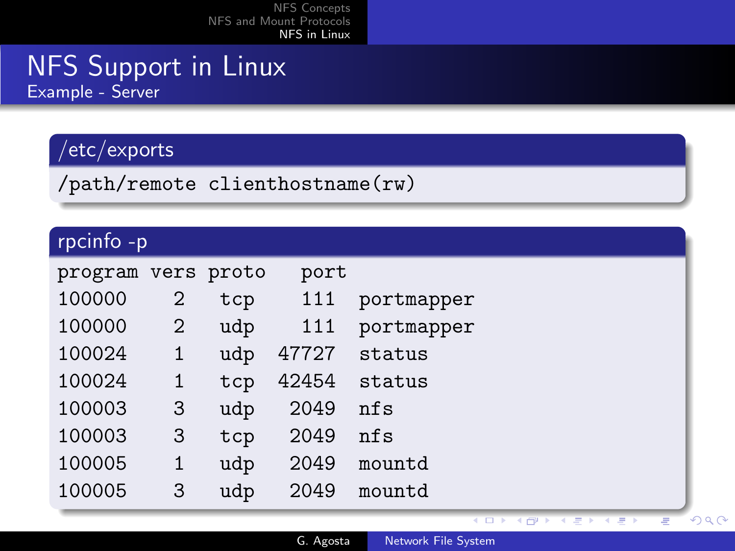# NFS Support in Linux

## Example - Server

### /etc/exports

```
/path/remote clienthostname(rw)
```

### rpcinfo -p

```
program vers proto   port
100000    2   tcp     111  portmapper
100000    2   udp     111  portmapper
100024    1   udp   47727  status
100024    1   tcp   42454  status
100003    3   udp    2049  nfs
100003    3   tcp    2049  nfs
100005    1   udp    2049  mountd
100005    3   udp    2049  mountd
```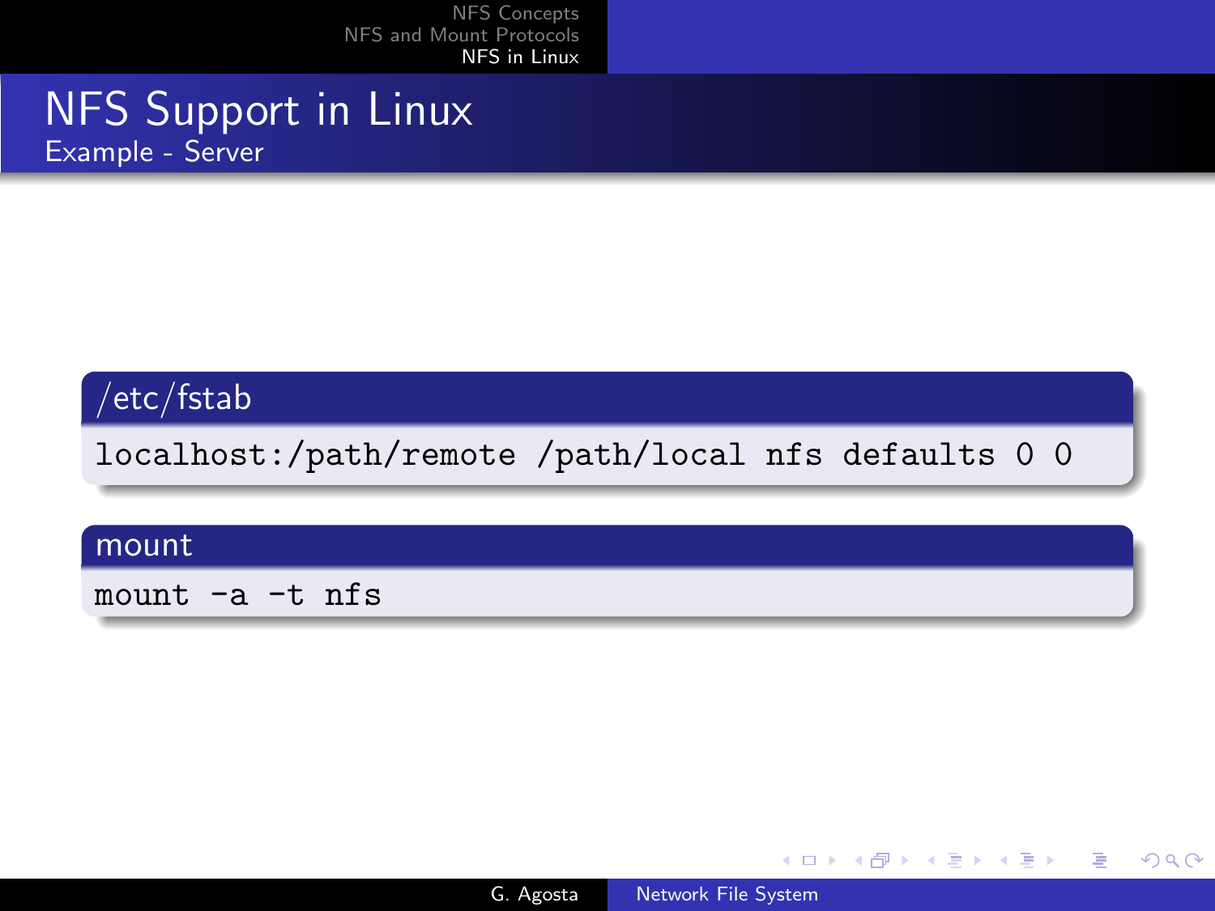# NFS Support in Linux

## Example - Server

### /etc/fstab

```
localhost:/path/remote /path/local nfs defaults 0 0
```

### mount

```
mount -a -t nfs
```